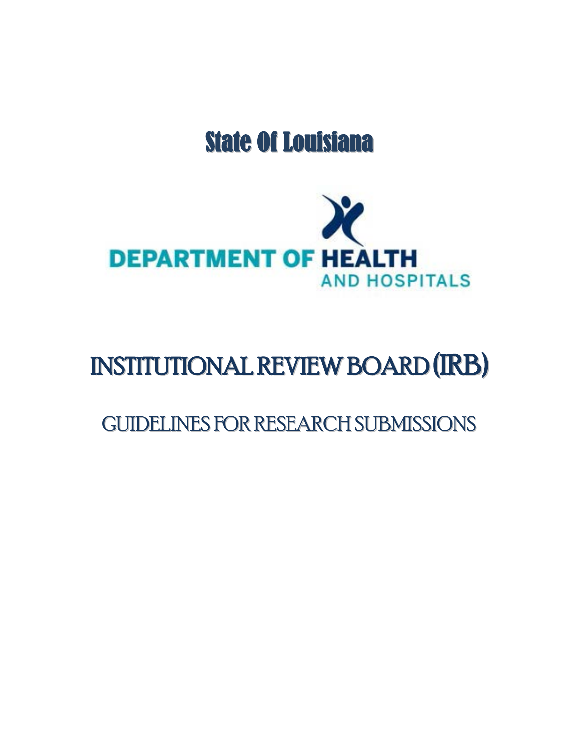# State Of Louisiana

DEPARTMENT OF HEALTH AND HOSPITALS

# INSTITUTIONAL REVIEW BOARD (IRB)

## GUIDELINES FOR RESEARCH SUBMISSIONS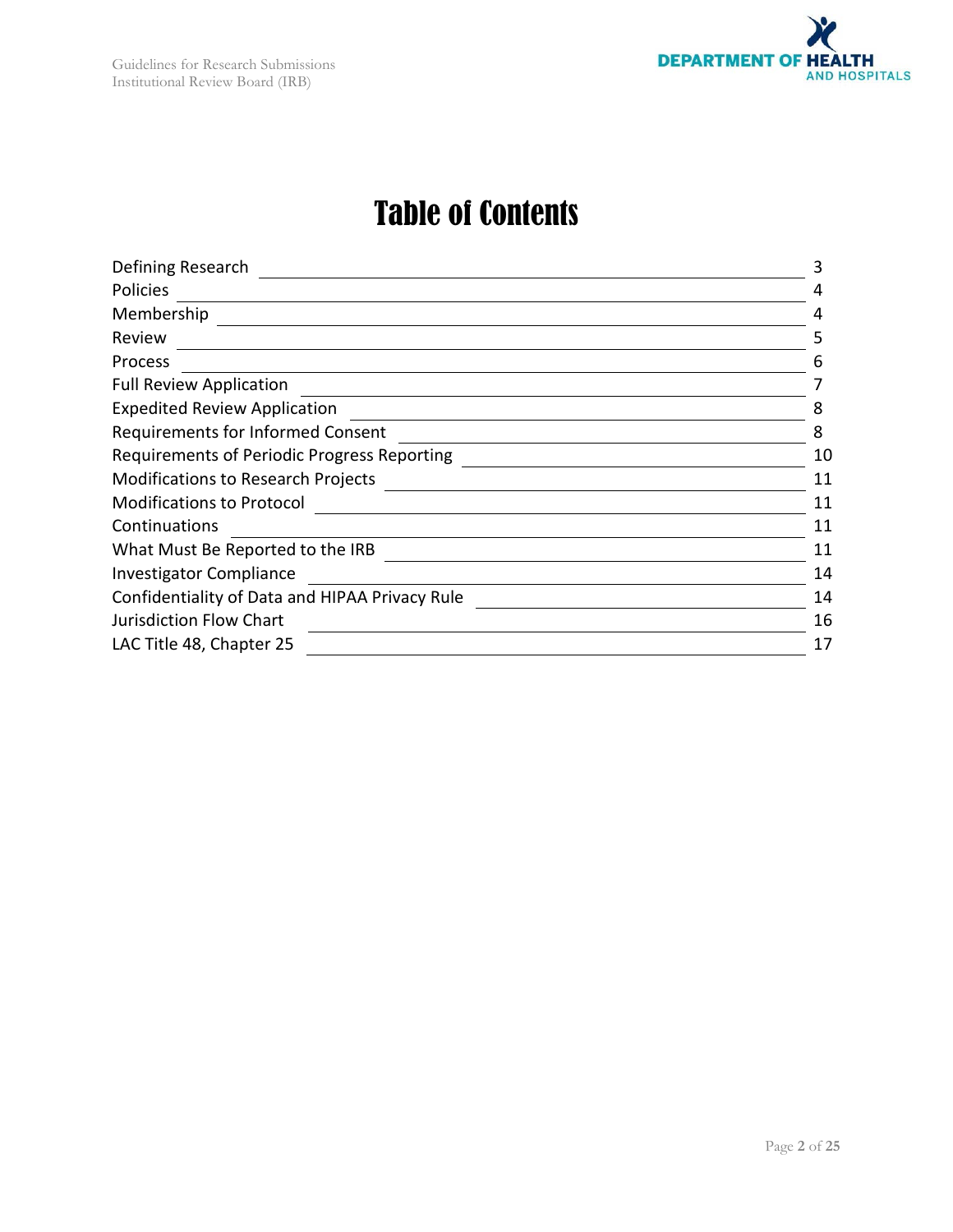# Table of Contents

| Section | Page |
| --- | --- |
| Defining Research | 3 |
| Policies | 4 |
| Membership | 4 |
| Review | 5 |
| Process | 6 |
| Full Review Application | 7 |
| Expedited Review Application | 8 |
| Requirements for Informed Consent | 8 |
| Requirements of Periodic Progress Reporting | 10 |
| Modifications to Research Projects | 11 |
| Modifications to Protocol | 11 |
| Continuations | 11 |
| What Must Be Reported to the IRB | 11 |
| Investigator Compliance | 14 |
| Confidentiality of Data and HIPAA Privacy Rule | 14 |
| Jurisdiction Flow Chart | 16 |
| LAC Title 48, Chapter 25 | 17 |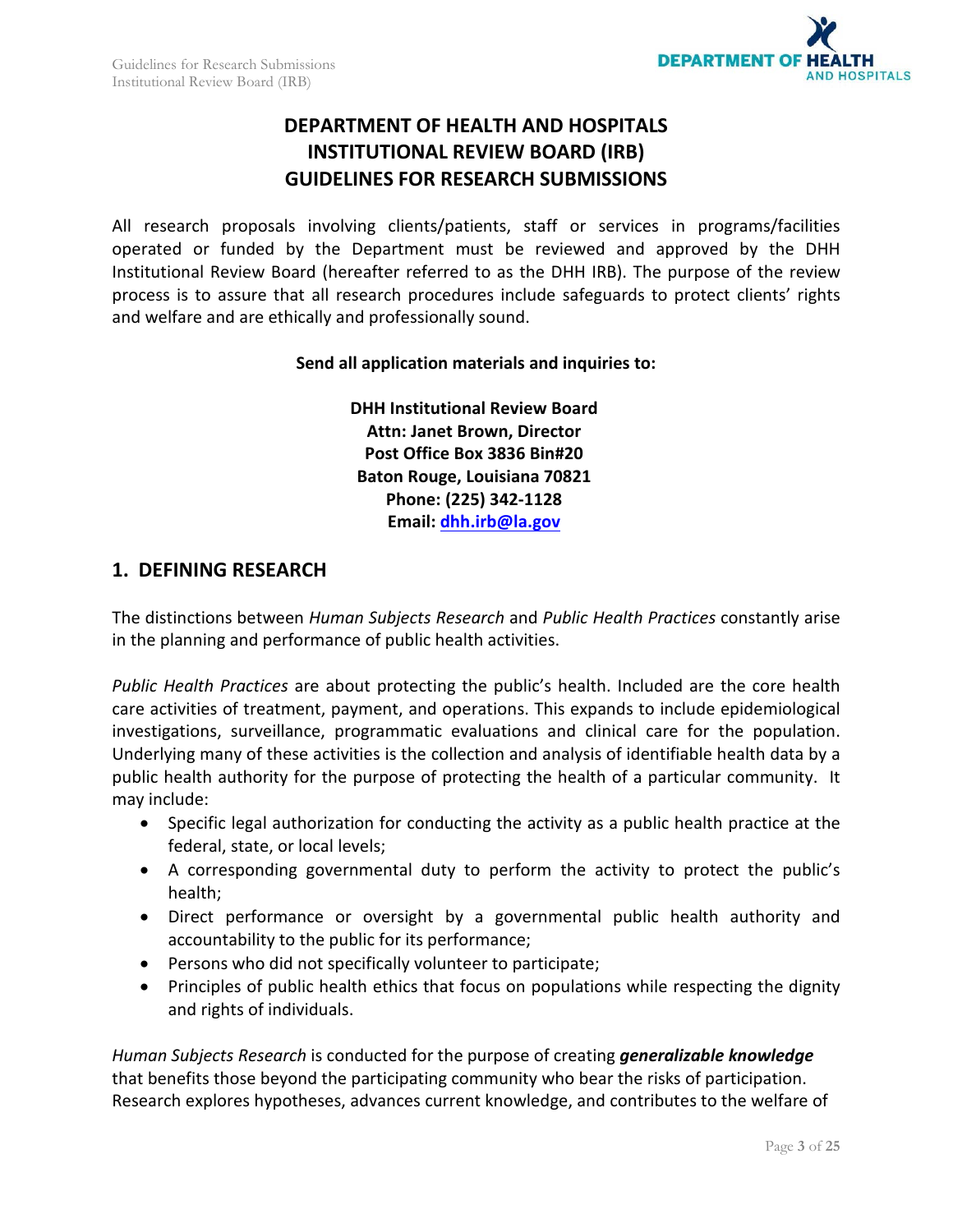# DEPARTMENT OF HEALTH AND HOSPITALS INSTITUTIONAL REVIEW BOARD (IRB) GUIDELINES FOR RESEARCH SUBMISSIONS

All research proposals involving clients/patients, staff or services in programs/facilities operated or funded by the Department must be reviewed and approved by the DHH Institutional Review Board (hereafter referred to as the DHH IRB). The purpose of the review process is to assure that all research procedures include safeguards to protect clients' rights and welfare and are ethically and professionally sound.

**Send all application materials and inquiries to:**

**DHH Institutional Review Board**
**Attn: Janet Brown, Director**
**Post Office Box 3836 Bin#20**
**Baton Rouge, Louisiana 70821**
**Phone: (225) 342-1128**
**Email: dhh.irb@la.gov**

## 1. DEFINING RESEARCH

The distinctions between *Human Subjects Research* and *Public Health Practices* constantly arise in the planning and performance of public health activities.

*Public Health Practices* are about protecting the public's health. Included are the core health care activities of treatment, payment, and operations. This expands to include epidemiological investigations, surveillance, programmatic evaluations and clinical care for the population. Underlying many of these activities is the collection and analysis of identifiable health data by a public health authority for the purpose of protecting the health of a particular community. It may include:

- Specific legal authorization for conducting the activity as a public health practice at the federal, state, or local levels;
- A corresponding governmental duty to perform the activity to protect the public's health;
- Direct performance or oversight by a governmental public health authority and accountability to the public for its performance;
- Persons who did not specifically volunteer to participate;
- Principles of public health ethics that focus on populations while respecting the dignity and rights of individuals.

*Human Subjects Research* is conducted for the purpose of creating ***generalizable knowledge*** that benefits those beyond the participating community who bear the risks of participation. Research explores hypotheses, advances current knowledge, and contributes to the welfare of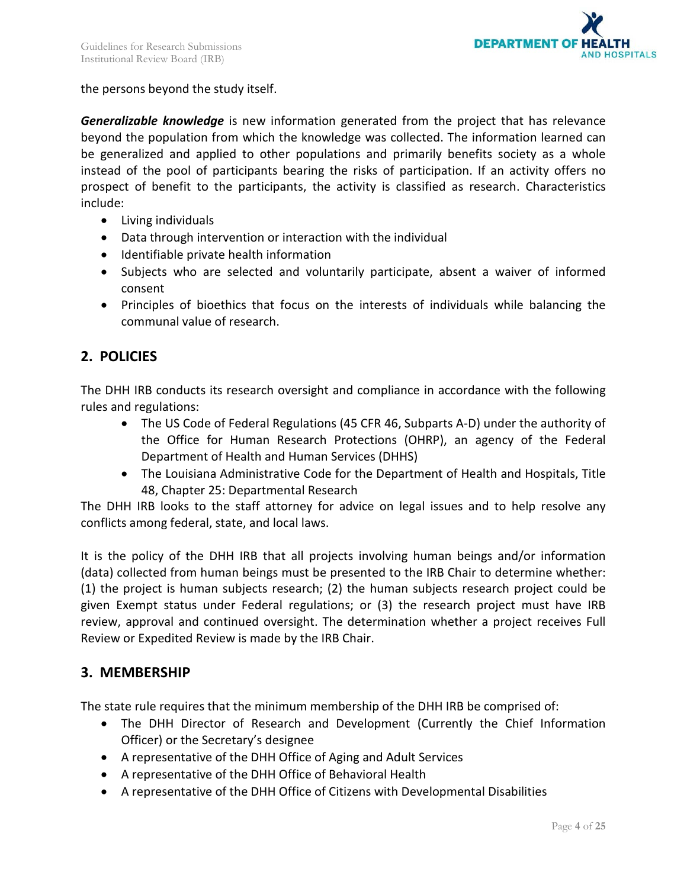the persons beyond the study itself.

***Generalizable knowledge*** is new information generated from the project that has relevance beyond the population from which the knowledge was collected. The information learned can be generalized and applied to other populations and primarily benefits society as a whole instead of the pool of participants bearing the risks of participation. If an activity offers no prospect of benefit to the participants, the activity is classified as research. Characteristics include:

- Living individuals
- Data through intervention or interaction with the individual
- Identifiable private health information
- Subjects who are selected and voluntarily participate, absent a waiver of informed consent
- Principles of bioethics that focus on the interests of individuals while balancing the communal value of research.

## 2. POLICIES

The DHH IRB conducts its research oversight and compliance in accordance with the following rules and regulations:

- The US Code of Federal Regulations (45 CFR 46, Subparts A-D) under the authority of the Office for Human Research Protections (OHRP), an agency of the Federal Department of Health and Human Services (DHHS)
- The Louisiana Administrative Code for the Department of Health and Hospitals, Title 48, Chapter 25: Departmental Research

The DHH IRB looks to the staff attorney for advice on legal issues and to help resolve any conflicts among federal, state, and local laws.

It is the policy of the DHH IRB that all projects involving human beings and/or information (data) collected from human beings must be presented to the IRB Chair to determine whether: (1) the project is human subjects research; (2) the human subjects research project could be given Exempt status under Federal regulations; or (3) the research project must have IRB review, approval and continued oversight. The determination whether a project receives Full Review or Expedited Review is made by the IRB Chair.

## 3. MEMBERSHIP

The state rule requires that the minimum membership of the DHH IRB be comprised of:

- The DHH Director of Research and Development (Currently the Chief Information Officer) or the Secretary's designee
- A representative of the DHH Office of Aging and Adult Services
- A representative of the DHH Office of Behavioral Health
- A representative of the DHH Office of Citizens with Developmental Disabilities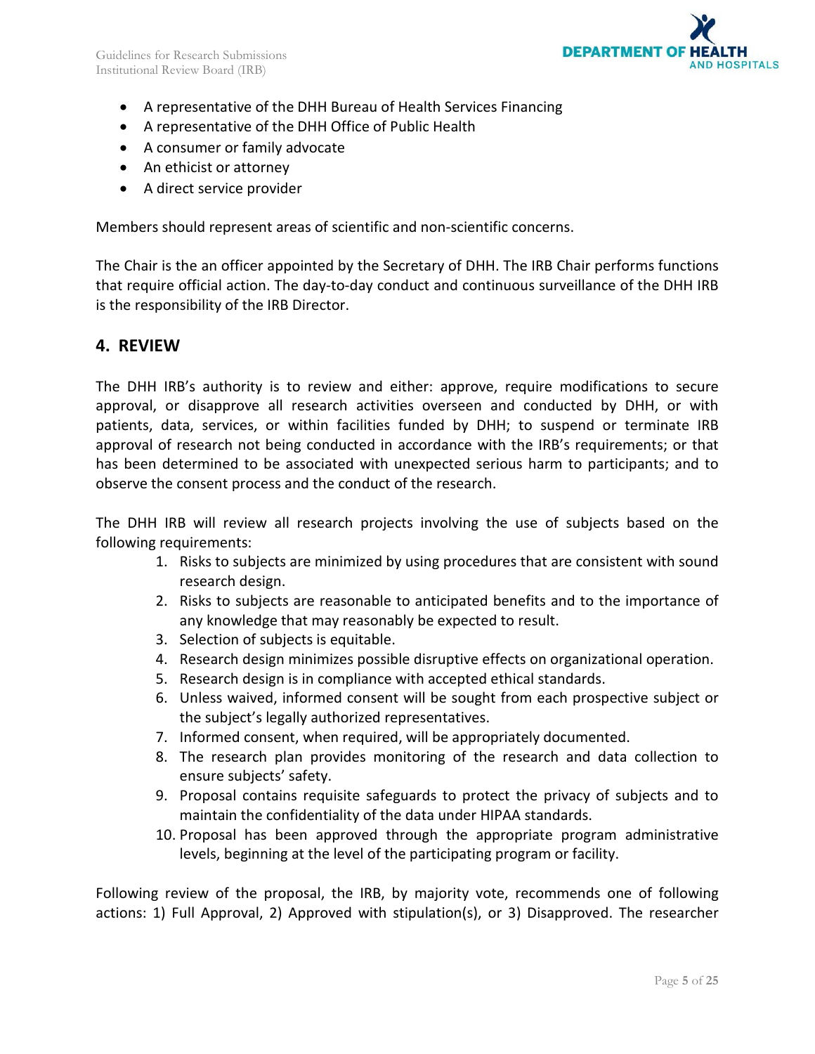- A representative of the DHH Bureau of Health Services Financing
- A representative of the DHH Office of Public Health
- A consumer or family advocate
- An ethicist or attorney
- A direct service provider

Members should represent areas of scientific and non-scientific concerns.

The Chair is the an officer appointed by the Secretary of DHH. The IRB Chair performs functions that require official action. The day-to-day conduct and continuous surveillance of the DHH IRB is the responsibility of the IRB Director.

## 4. REVIEW

The DHH IRB's authority is to review and either: approve, require modifications to secure approval, or disapprove all research activities overseen and conducted by DHH, or with patients, data, services, or within facilities funded by DHH; to suspend or terminate IRB approval of research not being conducted in accordance with the IRB's requirements; or that has been determined to be associated with unexpected serious harm to participants; and to observe the consent process and the conduct of the research.

The DHH IRB will review all research projects involving the use of subjects based on the following requirements:

1. Risks to subjects are minimized by using procedures that are consistent with sound research design.
2. Risks to subjects are reasonable to anticipated benefits and to the importance of any knowledge that may reasonably be expected to result.
3. Selection of subjects is equitable.
4. Research design minimizes possible disruptive effects on organizational operation.
5. Research design is in compliance with accepted ethical standards.
6. Unless waived, informed consent will be sought from each prospective subject or the subject's legally authorized representatives.
7. Informed consent, when required, will be appropriately documented.
8. The research plan provides monitoring of the research and data collection to ensure subjects' safety.
9. Proposal contains requisite safeguards to protect the privacy of subjects and to maintain the confidentiality of the data under HIPAA standards.
10. Proposal has been approved through the appropriate program administrative levels, beginning at the level of the participating program or facility.

Following review of the proposal, the IRB, by majority vote, recommends one of following actions: 1) Full Approval, 2) Approved with stipulation(s), or 3) Disapproved. The researcher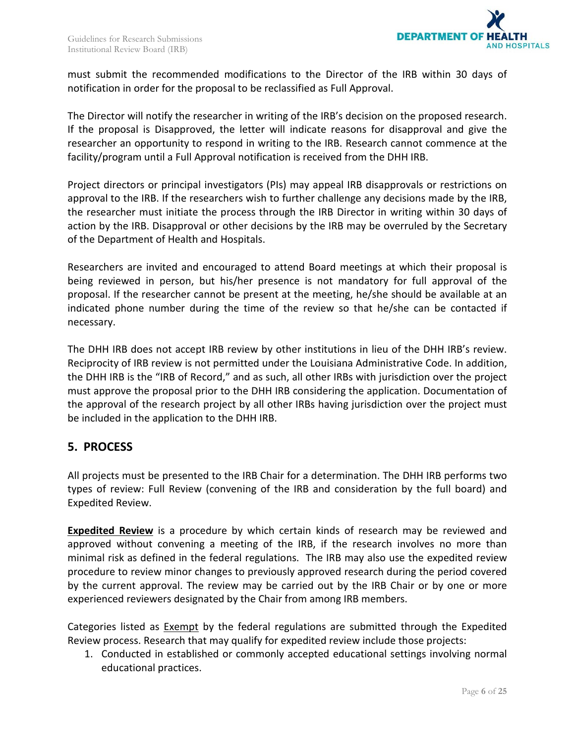must submit the recommended modifications to the Director of the IRB within 30 days of notification in order for the proposal to be reclassified as Full Approval.

The Director will notify the researcher in writing of the IRB's decision on the proposed research. If the proposal is Disapproved, the letter will indicate reasons for disapproval and give the researcher an opportunity to respond in writing to the IRB. Research cannot commence at the facility/program until a Full Approval notification is received from the DHH IRB.

Project directors or principal investigators (PIs) may appeal IRB disapprovals or restrictions on approval to the IRB. If the researchers wish to further challenge any decisions made by the IRB, the researcher must initiate the process through the IRB Director in writing within 30 days of action by the IRB. Disapproval or other decisions by the IRB may be overruled by the Secretary of the Department of Health and Hospitals.

Researchers are invited and encouraged to attend Board meetings at which their proposal is being reviewed in person, but his/her presence is not mandatory for full approval of the proposal. If the researcher cannot be present at the meeting, he/she should be available at an indicated phone number during the time of the review so that he/she can be contacted if necessary.

The DHH IRB does not accept IRB review by other institutions in lieu of the DHH IRB's review. Reciprocity of IRB review is not permitted under the Louisiana Administrative Code. In addition, the DHH IRB is the "IRB of Record," and as such, all other IRBs with jurisdiction over the project must approve the proposal prior to the DHH IRB considering the application. Documentation of the approval of the research project by all other IRBs having jurisdiction over the project must be included in the application to the DHH IRB.

## 5. PROCESS

All projects must be presented to the IRB Chair for a determination. The DHH IRB performs two types of review: Full Review (convening of the IRB and consideration by the full board) and Expedited Review.

**<u>Expedited Review</u>** is a procedure by which certain kinds of research may be reviewed and approved without convening a meeting of the IRB, if the research involves no more than minimal risk as defined in the federal regulations. The IRB may also use the expedited review procedure to review minor changes to previously approved research during the period covered by the current approval. The review may be carried out by the IRB Chair or by one or more experienced reviewers designated by the Chair from among IRB members.

Categories listed as <u>Exempt</u> by the federal regulations are submitted through the Expedited Review process. Research that may qualify for expedited review include those projects:

1. Conducted in established or commonly accepted educational settings involving normal educational practices.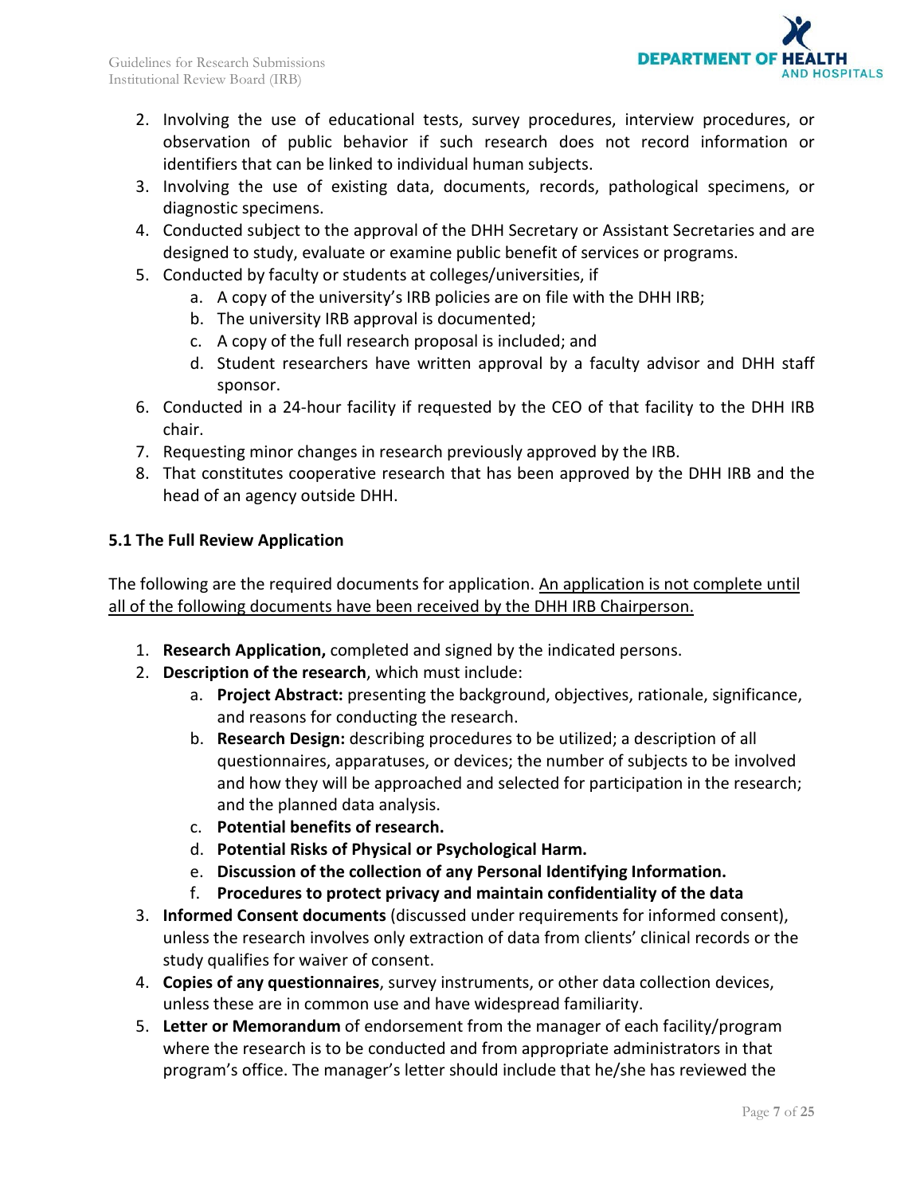2. Involving the use of educational tests, survey procedures, interview procedures, or observation of public behavior if such research does not record information or identifiers that can be linked to individual human subjects.
3. Involving the use of existing data, documents, records, pathological specimens, or diagnostic specimens.
4. Conducted subject to the approval of the DHH Secretary or Assistant Secretaries and are designed to study, evaluate or examine public benefit of services or programs.
5. Conducted by faculty or students at colleges/universities, if
    a. A copy of the university's IRB policies are on file with the DHH IRB;
    b. The university IRB approval is documented;
    c. A copy of the full research proposal is included; and
    d. Student researchers have written approval by a faculty advisor and DHH staff sponsor.
6. Conducted in a 24-hour facility if requested by the CEO of that facility to the DHH IRB chair.
7. Requesting minor changes in research previously approved by the IRB.
8. That constitutes cooperative research that has been approved by the DHH IRB and the head of an agency outside DHH.

### 5.1 The Full Review Application

The following are the required documents for application. <u>An application is not complete until all of the following documents have been received by the DHH IRB Chairperson.</u>

1. **Research Application,** completed and signed by the indicated persons.
2. **Description of the research**, which must include:
    a. **Project Abstract:** presenting the background, objectives, rationale, significance, and reasons for conducting the research.
    b. **Research Design:** describing procedures to be utilized; a description of all questionnaires, apparatuses, or devices; the number of subjects to be involved and how they will be approached and selected for participation in the research; and the planned data analysis.
    c. **Potential benefits of research.**
    d. **Potential Risks of Physical or Psychological Harm.**
    e. **Discussion of the collection of any Personal Identifying Information.**
    f. **Procedures to protect privacy and maintain confidentiality of the data**
3. **Informed Consent documents** (discussed under requirements for informed consent), unless the research involves only extraction of data from clients' clinical records or the study qualifies for waiver of consent.
4. **Copies of any questionnaires**, survey instruments, or other data collection devices, unless these are in common use and have widespread familiarity.
5. **Letter or Memorandum** of endorsement from the manager of each facility/program where the research is to be conducted and from appropriate administrators in that program's office. The manager's letter should include that he/she has reviewed the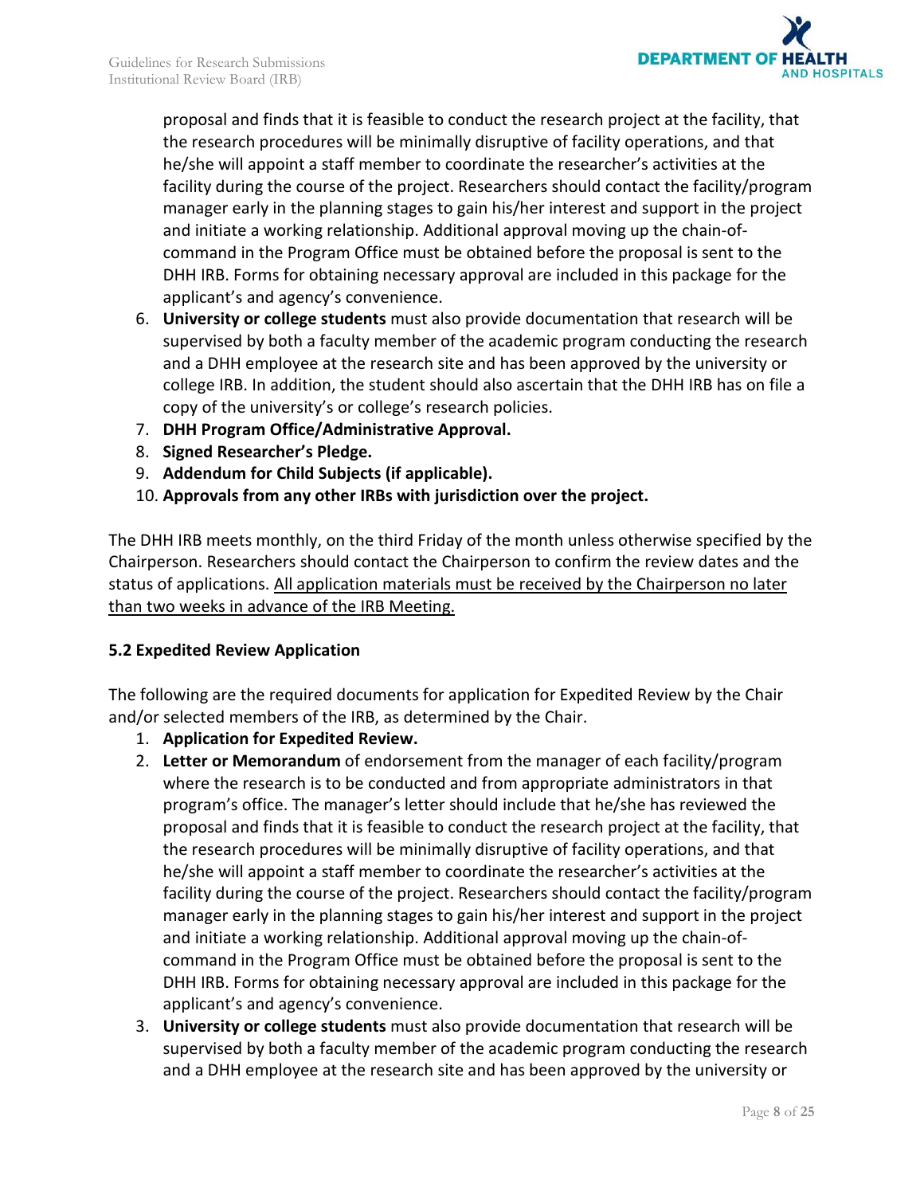proposal and finds that it is feasible to conduct the research project at the facility, that the research procedures will be minimally disruptive of facility operations, and that he/she will appoint a staff member to coordinate the researcher's activities at the facility during the course of the project. Researchers should contact the facility/program manager early in the planning stages to gain his/her interest and support in the project and initiate a working relationship. Additional approval moving up the chain-of-command in the Program Office must be obtained before the proposal is sent to the DHH IRB. Forms for obtaining necessary approval are included in this package for the applicant's and agency's convenience.

6. **University or college students** must also provide documentation that research will be supervised by both a faculty member of the academic program conducting the research and a DHH employee at the research site and has been approved by the university or college IRB. In addition, the student should also ascertain that the DHH IRB has on file a copy of the university's or college's research policies.
7. **DHH Program Office/Administrative Approval.**
8. **Signed Researcher's Pledge.**
9. **Addendum for Child Subjects (if applicable).**
10. **Approvals from any other IRBs with jurisdiction over the project.**

The DHH IRB meets monthly, on the third Friday of the month unless otherwise specified by the Chairperson. Researchers should contact the Chairperson to confirm the review dates and the status of applications. <u>All application materials must be received by the Chairperson no later than two weeks in advance of the IRB Meeting.</u>

### 5.2 Expedited Review Application

The following are the required documents for application for Expedited Review by the Chair and/or selected members of the IRB, as determined by the Chair.

1. **Application for Expedited Review.**
2. **Letter or Memorandum** of endorsement from the manager of each facility/program where the research is to be conducted and from appropriate administrators in that program's office. The manager's letter should include that he/she has reviewed the proposal and finds that it is feasible to conduct the research project at the facility, that the research procedures will be minimally disruptive of facility operations, and that he/she will appoint a staff member to coordinate the researcher's activities at the facility during the course of the project. Researchers should contact the facility/program manager early in the planning stages to gain his/her interest and support in the project and initiate a working relationship. Additional approval moving up the chain-of-command in the Program Office must be obtained before the proposal is sent to the DHH IRB. Forms for obtaining necessary approval are included in this package for the applicant's and agency's convenience.
3. **University or college students** must also provide documentation that research will be supervised by both a faculty member of the academic program conducting the research and a DHH employee at the research site and has been approved by the university or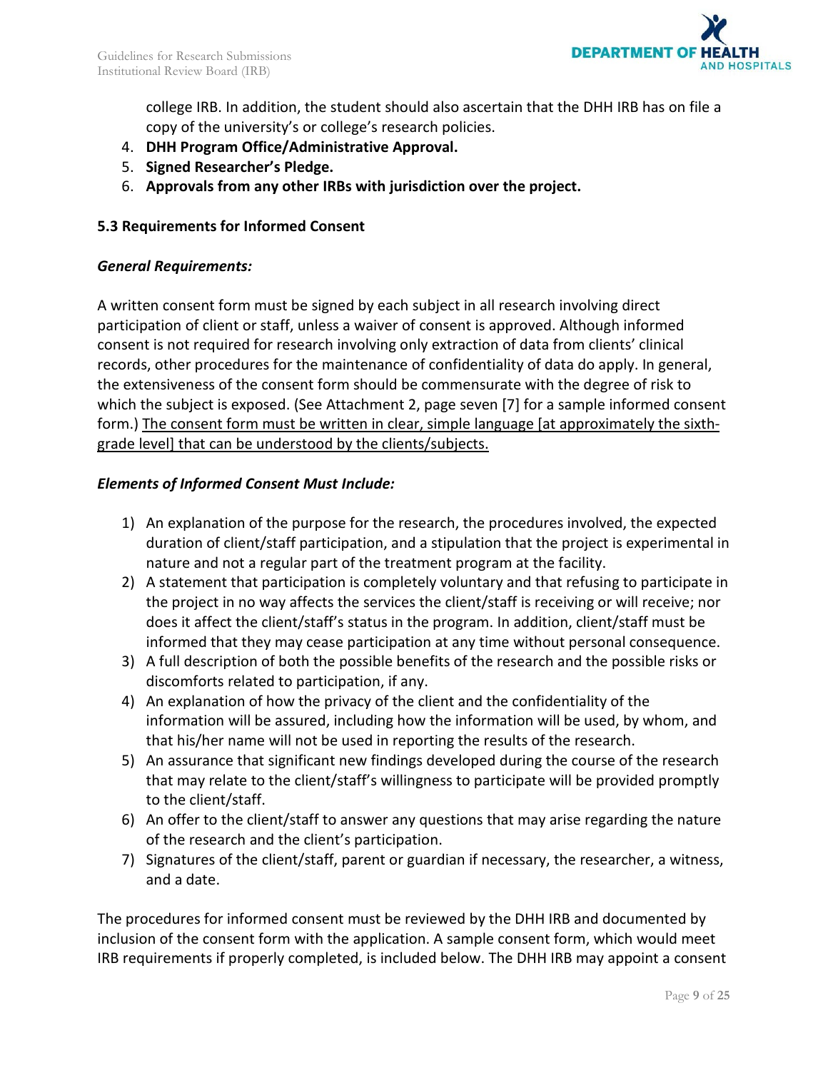college IRB. In addition, the student should also ascertain that the DHH IRB has on file a copy of the university's or college's research policies.

4. **DHH Program Office/Administrative Approval.**
5. **Signed Researcher's Pledge.**
6. **Approvals from any other IRBs with jurisdiction over the project.**

### 5.3 Requirements for Informed Consent

***General Requirements:***

A written consent form must be signed by each subject in all research involving direct participation of client or staff, unless a waiver of consent is approved. Although informed consent is not required for research involving only extraction of data from clients' clinical records, other procedures for the maintenance of confidentiality of data do apply. In general, the extensiveness of the consent form should be commensurate with the degree of risk to which the subject is exposed. (See Attachment 2, page seven [7] for a sample informed consent form.) <u>The consent form must be written in clear, simple language [at approximately the sixth-grade level] that can be understood by the clients/subjects.</u>

***Elements of Informed Consent Must Include:***

1) An explanation of the purpose for the research, the procedures involved, the expected duration of client/staff participation, and a stipulation that the project is experimental in nature and not a regular part of the treatment program at the facility.
2) A statement that participation is completely voluntary and that refusing to participate in the project in no way affects the services the client/staff is receiving or will receive; nor does it affect the client/staff's status in the program. In addition, client/staff must be informed that they may cease participation at any time without personal consequence.
3) A full description of both the possible benefits of the research and the possible risks or discomforts related to participation, if any.
4) An explanation of how the privacy of the client and the confidentiality of the information will be assured, including how the information will be used, by whom, and that his/her name will not be used in reporting the results of the research.
5) An assurance that significant new findings developed during the course of the research that may relate to the client/staff's willingness to participate will be provided promptly to the client/staff.
6) An offer to the client/staff to answer any questions that may arise regarding the nature of the research and the client's participation.
7) Signatures of the client/staff, parent or guardian if necessary, the researcher, a witness, and a date.

The procedures for informed consent must be reviewed by the DHH IRB and documented by inclusion of the consent form with the application. A sample consent form, which would meet IRB requirements if properly completed, is included below. The DHH IRB may appoint a consent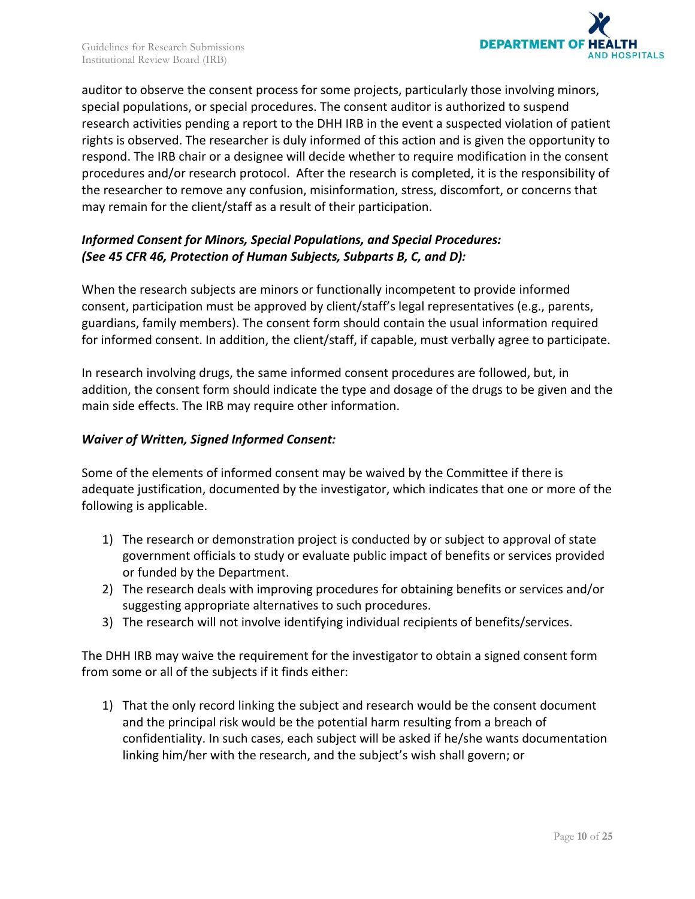auditor to observe the consent process for some projects, particularly those involving minors, special populations, or special procedures. The consent auditor is authorized to suspend research activities pending a report to the DHH IRB in the event a suspected violation of patient rights is observed. The researcher is duly informed of this action and is given the opportunity to respond. The IRB chair or a designee will decide whether to require modification in the consent procedures and/or research protocol. After the research is completed, it is the responsibility of the researcher to remove any confusion, misinformation, stress, discomfort, or concerns that may remain for the client/staff as a result of their participation.

***Informed Consent for Minors, Special Populations, and Special Procedures: (See 45 CFR 46, Protection of Human Subjects, Subparts B, C, and D):***

When the research subjects are minors or functionally incompetent to provide informed consent, participation must be approved by client/staff's legal representatives (e.g., parents, guardians, family members). The consent form should contain the usual information required for informed consent. In addition, the client/staff, if capable, must verbally agree to participate.

In research involving drugs, the same informed consent procedures are followed, but, in addition, the consent form should indicate the type and dosage of the drugs to be given and the main side effects. The IRB may require other information.

***Waiver of Written, Signed Informed Consent:***

Some of the elements of informed consent may be waived by the Committee if there is adequate justification, documented by the investigator, which indicates that one or more of the following is applicable.

1) The research or demonstration project is conducted by or subject to approval of state government officials to study or evaluate public impact of benefits or services provided or funded by the Department.
2) The research deals with improving procedures for obtaining benefits or services and/or suggesting appropriate alternatives to such procedures.
3) The research will not involve identifying individual recipients of benefits/services.

The DHH IRB may waive the requirement for the investigator to obtain a signed consent form from some or all of the subjects if it finds either:

1) That the only record linking the subject and research would be the consent document and the principal risk would be the potential harm resulting from a breach of confidentiality. In such cases, each subject will be asked if he/she wants documentation linking him/her with the research, and the subject's wish shall govern; or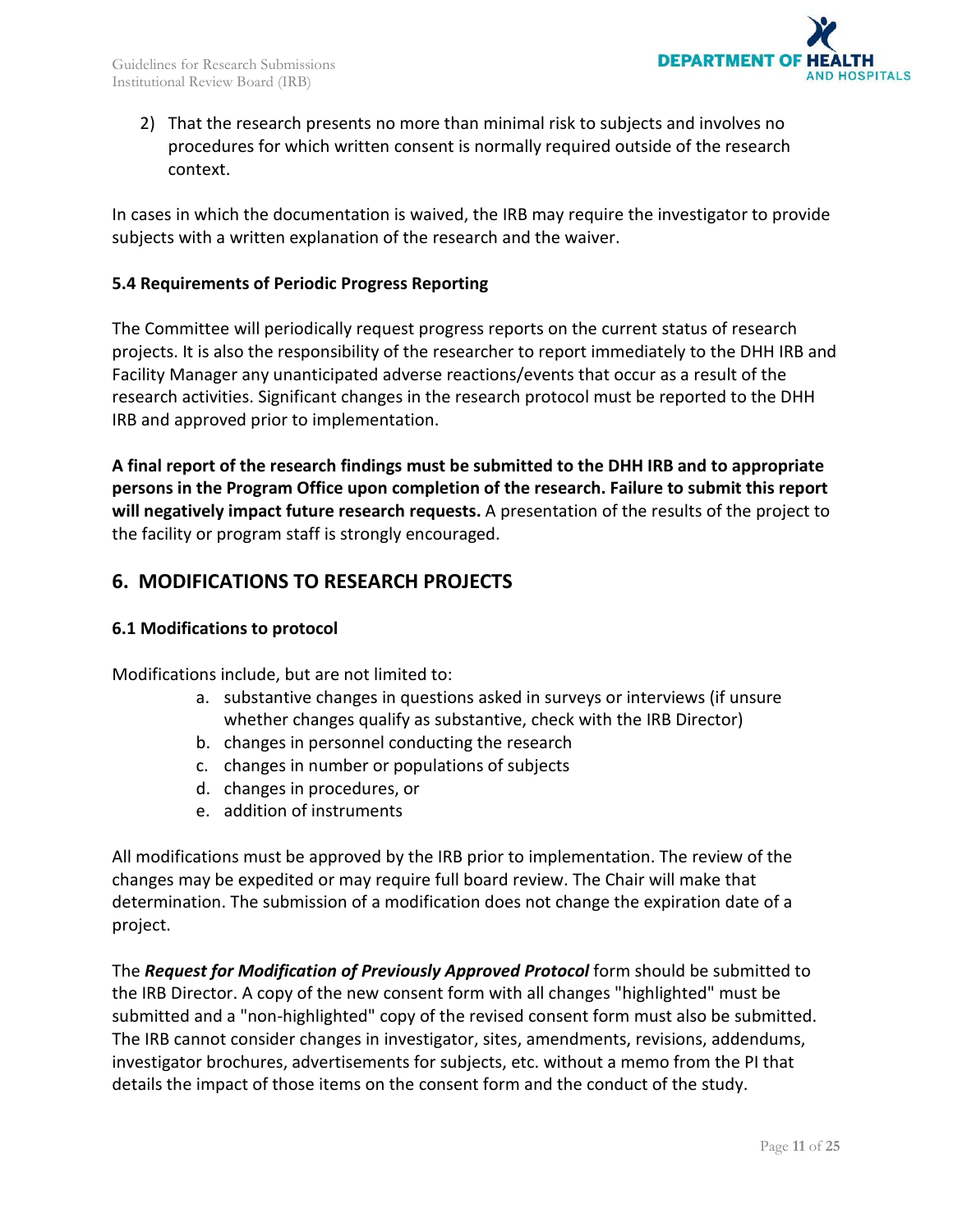2) That the research presents no more than minimal risk to subjects and involves no procedures for which written consent is normally required outside of the research context.

In cases in which the documentation is waived, the IRB may require the investigator to provide subjects with a written explanation of the research and the waiver.

### 5.4 Requirements of Periodic Progress Reporting

The Committee will periodically request progress reports on the current status of research projects. It is also the responsibility of the researcher to report immediately to the DHH IRB and Facility Manager any unanticipated adverse reactions/events that occur as a result of the research activities. Significant changes in the research protocol must be reported to the DHH IRB and approved prior to implementation.

**A final report of the research findings must be submitted to the DHH IRB and to appropriate persons in the Program Office upon completion of the research. Failure to submit this report will negatively impact future research requests.** A presentation of the results of the project to the facility or program staff is strongly encouraged.

## 6. MODIFICATIONS TO RESEARCH PROJECTS

### 6.1 Modifications to protocol

Modifications include, but are not limited to:

a. substantive changes in questions asked in surveys or interviews (if unsure whether changes qualify as substantive, check with the IRB Director)
b. changes in personnel conducting the research
c. changes in number or populations of subjects
d. changes in procedures, or
e. addition of instruments

All modifications must be approved by the IRB prior to implementation. The review of the changes may be expedited or may require full board review. The Chair will make that determination. The submission of a modification does not change the expiration date of a project.

The ***Request for Modification of Previously Approved Protocol*** form should be submitted to the IRB Director. A copy of the new consent form with all changes "highlighted" must be submitted and a "non-highlighted" copy of the revised consent form must also be submitted. The IRB cannot consider changes in investigator, sites, amendments, revisions, addendums, investigator brochures, advertisements for subjects, etc. without a memo from the PI that details the impact of those items on the consent form and the conduct of the study.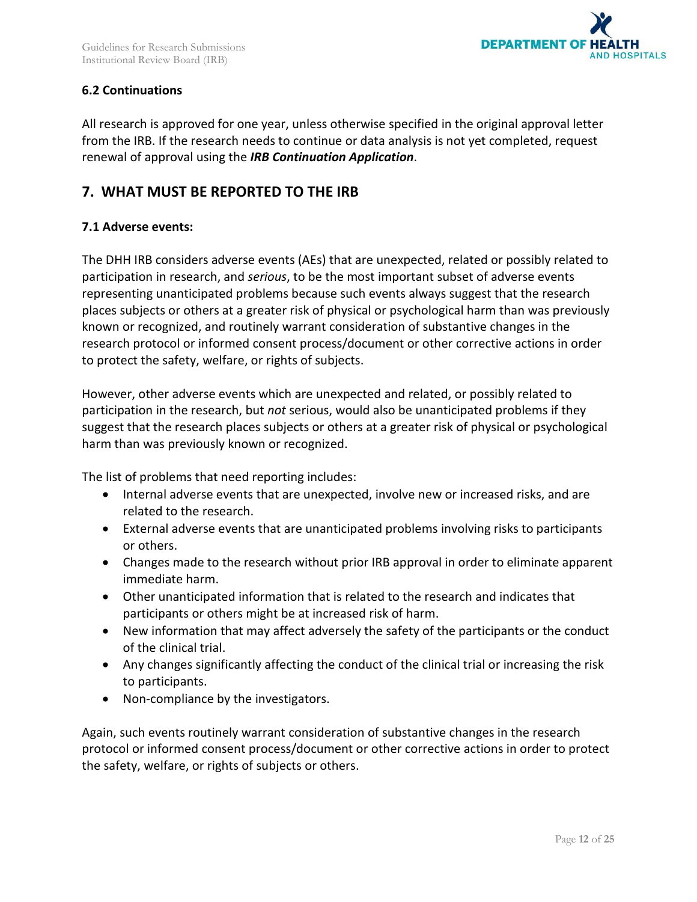### 6.2 Continuations

All research is approved for one year, unless otherwise specified in the original approval letter from the IRB. If the research needs to continue or data analysis is not yet completed, request renewal of approval using the ***IRB Continuation Application***.

## 7. WHAT MUST BE REPORTED TO THE IRB

### 7.1 Adverse events:

The DHH IRB considers adverse events (AEs) that are unexpected, related or possibly related to participation in research, and *serious*, to be the most important subset of adverse events representing unanticipated problems because such events always suggest that the research places subjects or others at a greater risk of physical or psychological harm than was previously known or recognized, and routinely warrant consideration of substantive changes in the research protocol or informed consent process/document or other corrective actions in order to protect the safety, welfare, or rights of subjects.

However, other adverse events which are unexpected and related, or possibly related to participation in the research, but *not* serious, would also be unanticipated problems if they suggest that the research places subjects or others at a greater risk of physical or psychological harm than was previously known or recognized.

The list of problems that need reporting includes:

- Internal adverse events that are unexpected, involve new or increased risks, and are related to the research.
- External adverse events that are unanticipated problems involving risks to participants or others.
- Changes made to the research without prior IRB approval in order to eliminate apparent immediate harm.
- Other unanticipated information that is related to the research and indicates that participants or others might be at increased risk of harm.
- New information that may affect adversely the safety of the participants or the conduct of the clinical trial.
- Any changes significantly affecting the conduct of the clinical trial or increasing the risk to participants.
- Non-compliance by the investigators.

Again, such events routinely warrant consideration of substantive changes in the research protocol or informed consent process/document or other corrective actions in order to protect the safety, welfare, or rights of subjects or others.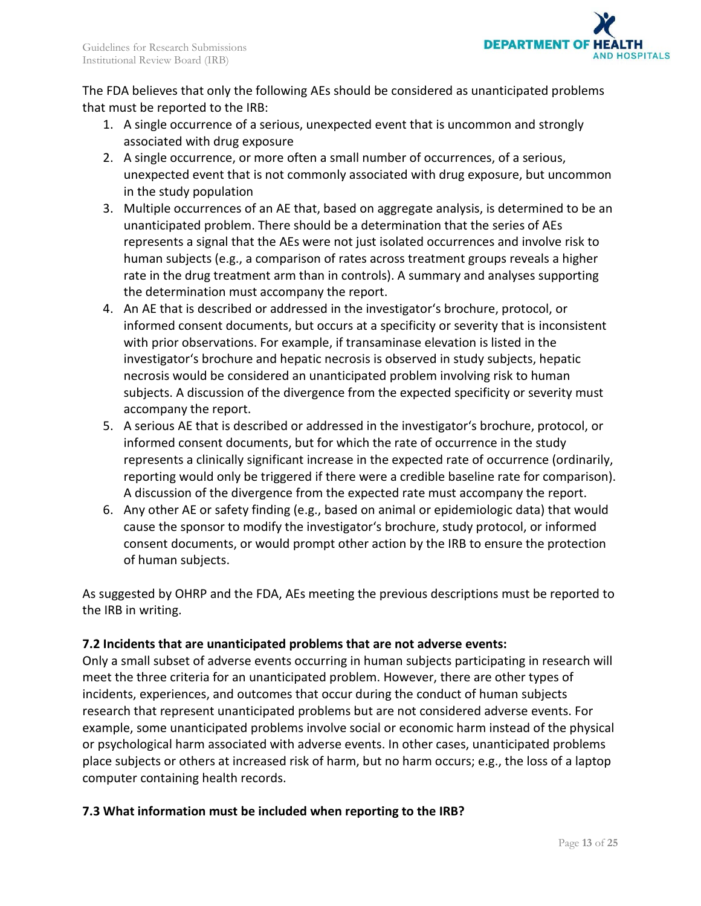The FDA believes that only the following AEs should be considered as unanticipated problems that must be reported to the IRB:

1. A single occurrence of a serious, unexpected event that is uncommon and strongly associated with drug exposure
2. A single occurrence, or more often a small number of occurrences, of a serious, unexpected event that is not commonly associated with drug exposure, but uncommon in the study population
3. Multiple occurrences of an AE that, based on aggregate analysis, is determined to be an unanticipated problem. There should be a determination that the series of AEs represents a signal that the AEs were not just isolated occurrences and involve risk to human subjects (e.g., a comparison of rates across treatment groups reveals a higher rate in the drug treatment arm than in controls). A summary and analyses supporting the determination must accompany the report.
4. An AE that is described or addressed in the investigator's brochure, protocol, or informed consent documents, but occurs at a specificity or severity that is inconsistent with prior observations. For example, if transaminase elevation is listed in the investigator's brochure and hepatic necrosis is observed in study subjects, hepatic necrosis would be considered an unanticipated problem involving risk to human subjects. A discussion of the divergence from the expected specificity or severity must accompany the report.
5. A serious AE that is described or addressed in the investigator's brochure, protocol, or informed consent documents, but for which the rate of occurrence in the study represents a clinically significant increase in the expected rate of occurrence (ordinarily, reporting would only be triggered if there were a credible baseline rate for comparison). A discussion of the divergence from the expected rate must accompany the report.
6. Any other AE or safety finding (e.g., based on animal or epidemiologic data) that would cause the sponsor to modify the investigator's brochure, study protocol, or informed consent documents, or would prompt other action by the IRB to ensure the protection of human subjects.

As suggested by OHRP and the FDA, AEs meeting the previous descriptions must be reported to the IRB in writing.

### 7.2 Incidents that are unanticipated problems that are not adverse events:

Only a small subset of adverse events occurring in human subjects participating in research will meet the three criteria for an unanticipated problem. However, there are other types of incidents, experiences, and outcomes that occur during the conduct of human subjects research that represent unanticipated problems but are not considered adverse events. For example, some unanticipated problems involve social or economic harm instead of the physical or psychological harm associated with adverse events. In other cases, unanticipated problems place subjects or others at increased risk of harm, but no harm occurs; e.g., the loss of a laptop computer containing health records.

### 7.3 What information must be included when reporting to the IRB?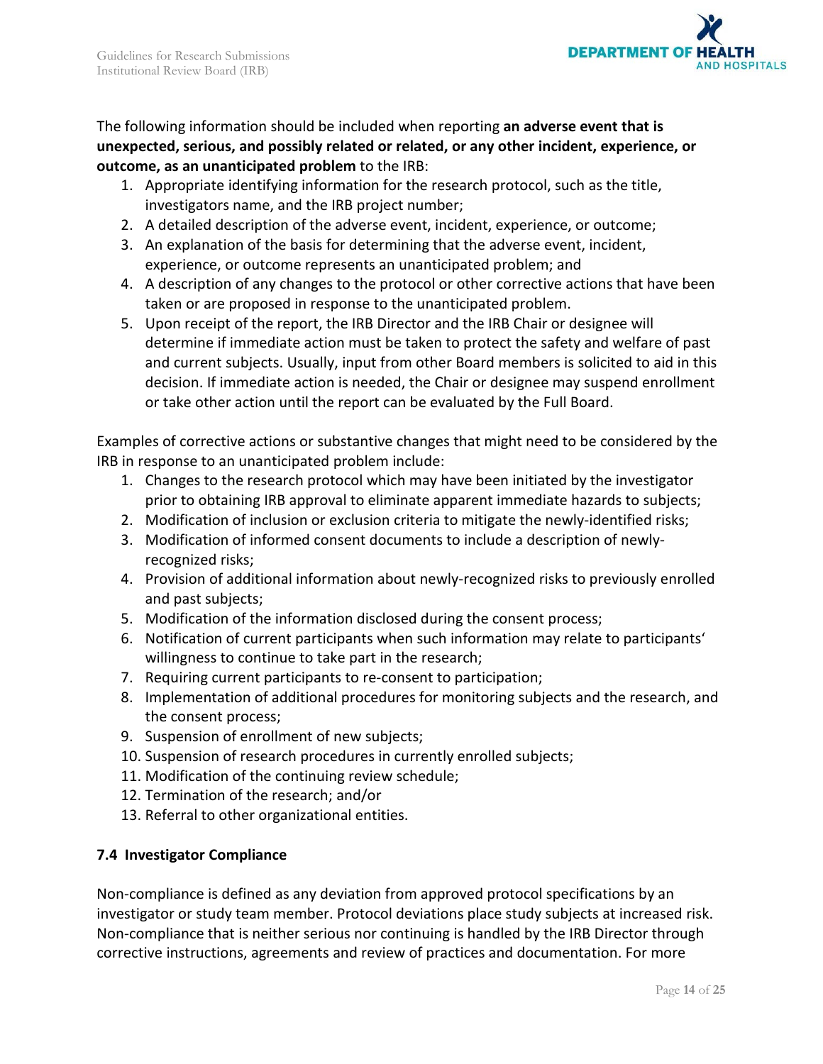The following information should be included when reporting **an adverse event that is unexpected, serious, and possibly related or related, or any other incident, experience, or outcome, as an unanticipated problem** to the IRB:

1. Appropriate identifying information for the research protocol, such as the title, investigators name, and the IRB project number;
2. A detailed description of the adverse event, incident, experience, or outcome;
3. An explanation of the basis for determining that the adverse event, incident, experience, or outcome represents an unanticipated problem; and
4. A description of any changes to the protocol or other corrective actions that have been taken or are proposed in response to the unanticipated problem.
5. Upon receipt of the report, the IRB Director and the IRB Chair or designee will determine if immediate action must be taken to protect the safety and welfare of past and current subjects. Usually, input from other Board members is solicited to aid in this decision. If immediate action is needed, the Chair or designee may suspend enrollment or take other action until the report can be evaluated by the Full Board.

Examples of corrective actions or substantive changes that might need to be considered by the IRB in response to an unanticipated problem include:

1. Changes to the research protocol which may have been initiated by the investigator prior to obtaining IRB approval to eliminate apparent immediate hazards to subjects;
2. Modification of inclusion or exclusion criteria to mitigate the newly-identified risks;
3. Modification of informed consent documents to include a description of newly-recognized risks;
4. Provision of additional information about newly-recognized risks to previously enrolled and past subjects;
5. Modification of the information disclosed during the consent process;
6. Notification of current participants when such information may relate to participants' willingness to continue to take part in the research;
7. Requiring current participants to re-consent to participation;
8. Implementation of additional procedures for monitoring subjects and the research, and the consent process;
9. Suspension of enrollment of new subjects;
10. Suspension of research procedures in currently enrolled subjects;
11. Modification of the continuing review schedule;
12. Termination of the research; and/or
13. Referral to other organizational entities.

### 7.4 Investigator Compliance

Non-compliance is defined as any deviation from approved protocol specifications by an investigator or study team member. Protocol deviations place study subjects at increased risk. Non-compliance that is neither serious nor continuing is handled by the IRB Director through corrective instructions, agreements and review of practices and documentation. For more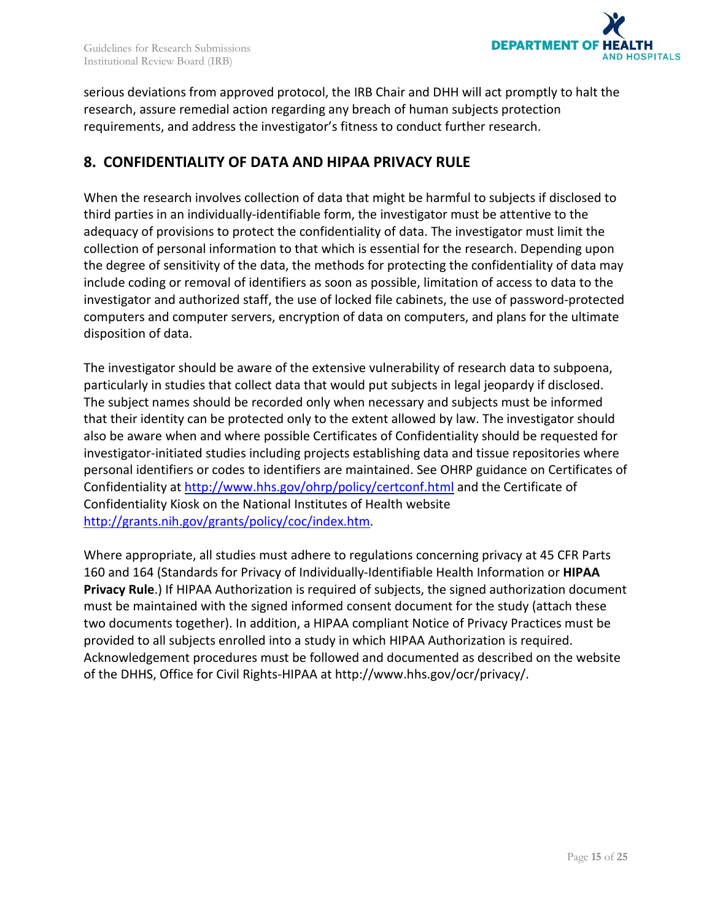serious deviations from approved protocol, the IRB Chair and DHH will act promptly to halt the research, assure remedial action regarding any breach of human subjects protection requirements, and address the investigator's fitness to conduct further research.

## 8. CONFIDENTIALITY OF DATA AND HIPAA PRIVACY RULE

When the research involves collection of data that might be harmful to subjects if disclosed to third parties in an individually-identifiable form, the investigator must be attentive to the adequacy of provisions to protect the confidentiality of data. The investigator must limit the collection of personal information to that which is essential for the research. Depending upon the degree of sensitivity of the data, the methods for protecting the confidentiality of data may include coding or removal of identifiers as soon as possible, limitation of access to data to the investigator and authorized staff, the use of locked file cabinets, the use of password-protected computers and computer servers, encryption of data on computers, and plans for the ultimate disposition of data.

The investigator should be aware of the extensive vulnerability of research data to subpoena, particularly in studies that collect data that would put subjects in legal jeopardy if disclosed. The subject names should be recorded only when necessary and subjects must be informed that their identity can be protected only to the extent allowed by law. The investigator should also be aware when and where possible Certificates of Confidentiality should be requested for investigator-initiated studies including projects establishing data and tissue repositories where personal identifiers or codes to identifiers are maintained. See OHRP guidance on Certificates of Confidentiality at [http://www.hhs.gov/ohrp/policy/certconf.html](http://www.hhs.gov/ohrp/policy/certconf.html) and the Certificate of Confidentiality Kiosk on the National Institutes of Health website [http://grants.nih.gov/grants/policy/coc/index.htm](http://grants.nih.gov/grants/policy/coc/index.htm).

Where appropriate, all studies must adhere to regulations concerning privacy at 45 CFR Parts 160 and 164 (Standards for Privacy of Individually-Identifiable Health Information or **HIPAA Privacy Rule**.) If HIPAA Authorization is required of subjects, the signed authorization document must be maintained with the signed informed consent document for the study (attach these two documents together). In addition, a HIPAA compliant Notice of Privacy Practices must be provided to all subjects enrolled into a study in which HIPAA Authorization is required. Acknowledgement procedures must be followed and documented as described on the website of the DHHS, Office for Civil Rights-HIPAA at http://www.hhs.gov/ocr/privacy/.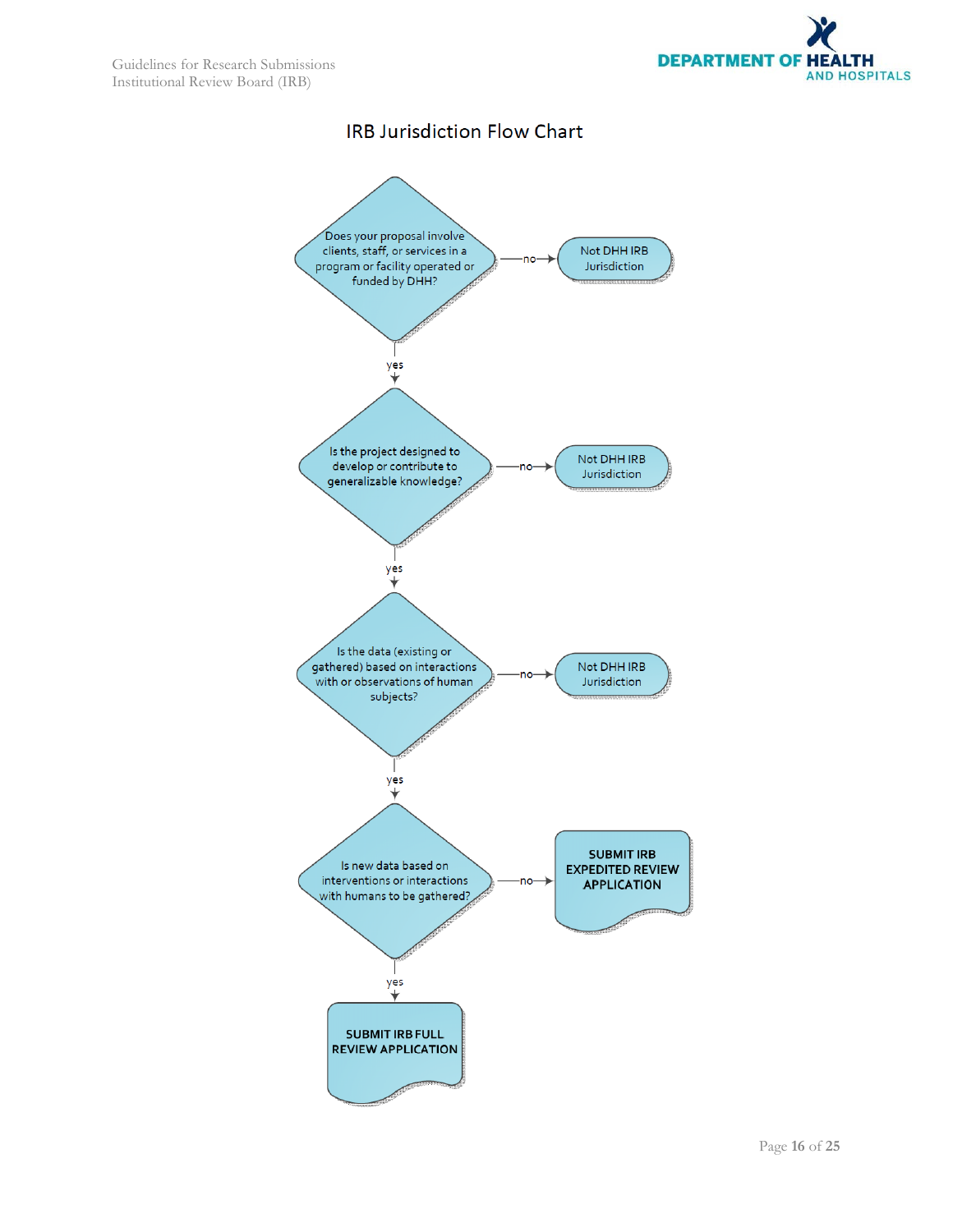# IRB Jurisdiction Flow Chart

Does your proposal involve clients, staff, or services in a program or facility operated or funded by DHH?

- no → Not DHH IRB Jurisdiction
- yes ↓

Is the project designed to develop or contribute to generalizable knowledge?

- no → Not DHH IRB Jurisdiction
- yes ↓

Is the data (existing or gathered) based on interactions with or observations of human subjects?

- no → Not DHH IRB Jurisdiction
- yes ↓

Is new data based on interventions or interactions with humans to be gathered?

- no → **SUBMIT IRB EXPEDITED REVIEW APPLICATION**
- yes → **SUBMIT IRB FULL REVIEW APPLICATION**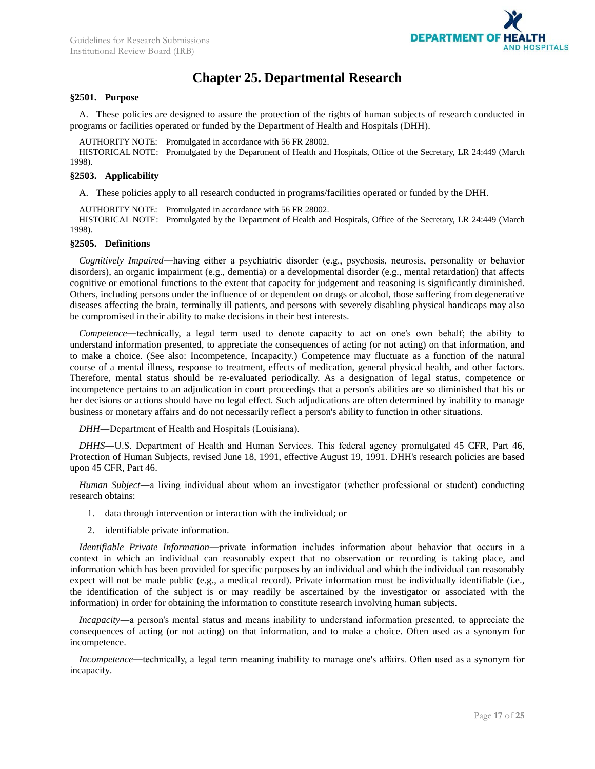# Chapter 25. Departmental Research

### §2501. Purpose

A. These policies are designed to assure the protection of the rights of human subjects of research conducted in programs or facilities operated or funded by the Department of Health and Hospitals (DHH).

AUTHORITY NOTE: Promulgated in accordance with 56 FR 28002.
HISTORICAL NOTE: Promulgated by the Department of Health and Hospitals, Office of the Secretary, LR 24:449 (March 1998).

### §2503. Applicability

A. These policies apply to all research conducted in programs/facilities operated or funded by the DHH.

AUTHORITY NOTE: Promulgated in accordance with 56 FR 28002.
HISTORICAL NOTE: Promulgated by the Department of Health and Hospitals, Office of the Secretary, LR 24:449 (March 1998).

### §2505. Definitions

*Cognitively Impaired*—having either a psychiatric disorder (e.g., psychosis, neurosis, personality or behavior disorders), an organic impairment (e.g., dementia) or a developmental disorder (e.g., mental retardation) that affects cognitive or emotional functions to the extent that capacity for judgement and reasoning is significantly diminished. Others, including persons under the influence of or dependent on drugs or alcohol, those suffering from degenerative diseases affecting the brain, terminally ill patients, and persons with severely disabling physical handicaps may also be compromised in their ability to make decisions in their best interests.

*Competence*—technically, a legal term used to denote capacity to act on one's own behalf; the ability to understand information presented, to appreciate the consequences of acting (or not acting) on that information, and to make a choice. (See also: Incompetence, Incapacity.) Competence may fluctuate as a function of the natural course of a mental illness, response to treatment, effects of medication, general physical health, and other factors. Therefore, mental status should be re-evaluated periodically. As a designation of legal status, competence or incompetence pertains to an adjudication in court proceedings that a person's abilities are so diminished that his or her decisions or actions should have no legal effect. Such adjudications are often determined by inability to manage business or monetary affairs and do not necessarily reflect a person's ability to function in other situations.

*DHH*—Department of Health and Hospitals (Louisiana).

*DHHS*—U.S. Department of Health and Human Services. This federal agency promulgated 45 CFR, Part 46, Protection of Human Subjects, revised June 18, 1991, effective August 19, 1991. DHH's research policies are based upon 45 CFR, Part 46.

*Human Subject*—a living individual about whom an investigator (whether professional or student) conducting research obtains:

1. data through intervention or interaction with the individual; or
2. identifiable private information.

*Identifiable Private Information*—private information includes information about behavior that occurs in a context in which an individual can reasonably expect that no observation or recording is taking place, and information which has been provided for specific purposes by an individual and which the individual can reasonably expect will not be made public (e.g., a medical record). Private information must be individually identifiable (i.e., the identification of the subject is or may readily be ascertained by the investigator or associated with the information) in order for obtaining the information to constitute research involving human subjects.

*Incapacity*—a person's mental status and means inability to understand information presented, to appreciate the consequences of acting (or not acting) on that information, and to make a choice. Often used as a synonym for incompetence.

*Incompetence*—technically, a legal term meaning inability to manage one's affairs. Often used as a synonym for incapacity.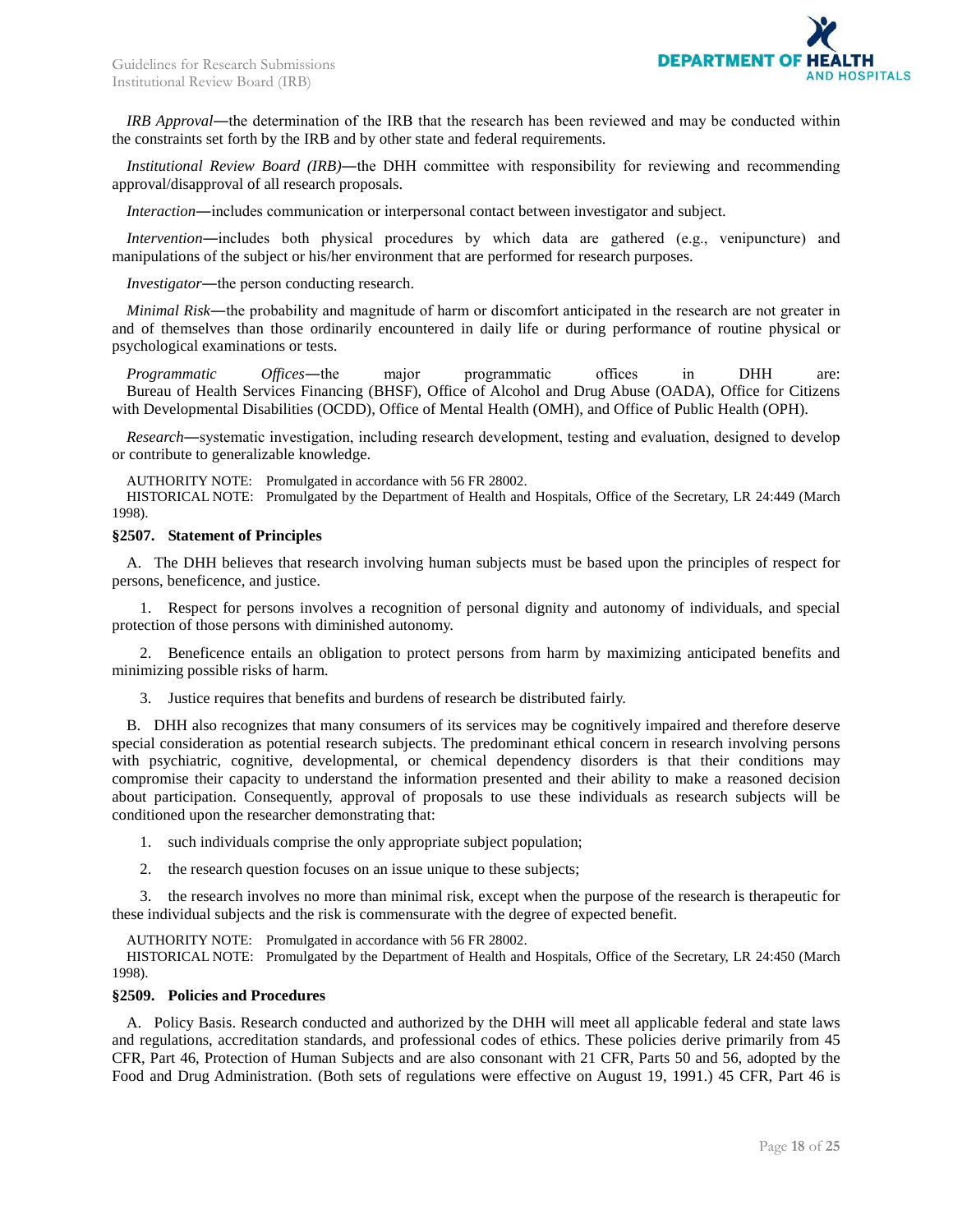*IRB Approval*—the determination of the IRB that the research has been reviewed and may be conducted within the constraints set forth by the IRB and by other state and federal requirements.

*Institutional Review Board (IRB)*—the DHH committee with responsibility for reviewing and recommending approval/disapproval of all research proposals.

*Interaction*—includes communication or interpersonal contact between investigator and subject.

*Intervention*—includes both physical procedures by which data are gathered (e.g., venipuncture) and manipulations of the subject or his/her environment that are performed for research purposes.

*Investigator*—the person conducting research.

*Minimal Risk*—the probability and magnitude of harm or discomfort anticipated in the research are not greater in and of themselves than those ordinarily encountered in daily life or during performance of routine physical or psychological examinations or tests.

*Programmatic Offices*—the major programmatic offices in DHH are: Bureau of Health Services Financing (BHSF), Office of Alcohol and Drug Abuse (OADA), Office for Citizens with Developmental Disabilities (OCDD), Office of Mental Health (OMH), and Office of Public Health (OPH).

*Research*—systematic investigation, including research development, testing and evaluation, designed to develop or contribute to generalizable knowledge.

AUTHORITY NOTE: Promulgated in accordance with 56 FR 28002.
HISTORICAL NOTE: Promulgated by the Department of Health and Hospitals, Office of the Secretary, LR 24:449 (March 1998).

### §2507. Statement of Principles

A. The DHH believes that research involving human subjects must be based upon the principles of respect for persons, beneficence, and justice.

1. Respect for persons involves a recognition of personal dignity and autonomy of individuals, and special protection of those persons with diminished autonomy.

2. Beneficence entails an obligation to protect persons from harm by maximizing anticipated benefits and minimizing possible risks of harm.

3. Justice requires that benefits and burdens of research be distributed fairly.

B. DHH also recognizes that many consumers of its services may be cognitively impaired and therefore deserve special consideration as potential research subjects. The predominant ethical concern in research involving persons with psychiatric, cognitive, developmental, or chemical dependency disorders is that their conditions may compromise their capacity to understand the information presented and their ability to make a reasoned decision about participation. Consequently, approval of proposals to use these individuals as research subjects will be conditioned upon the researcher demonstrating that:

1. such individuals comprise the only appropriate subject population;

2. the research question focuses on an issue unique to these subjects;

3. the research involves no more than minimal risk, except when the purpose of the research is therapeutic for these individual subjects and the risk is commensurate with the degree of expected benefit.

AUTHORITY NOTE: Promulgated in accordance with 56 FR 28002.
HISTORICAL NOTE: Promulgated by the Department of Health and Hospitals, Office of the Secretary, LR 24:450 (March 1998).

### §2509. Policies and Procedures

A. Policy Basis. Research conducted and authorized by the DHH will meet all applicable federal and state laws and regulations, accreditation standards, and professional codes of ethics. These policies derive primarily from 45 CFR, Part 46, Protection of Human Subjects and are also consonant with 21 CFR, Parts 50 and 56, adopted by the Food and Drug Administration. (Both sets of regulations were effective on August 19, 1991.) 45 CFR, Part 46 is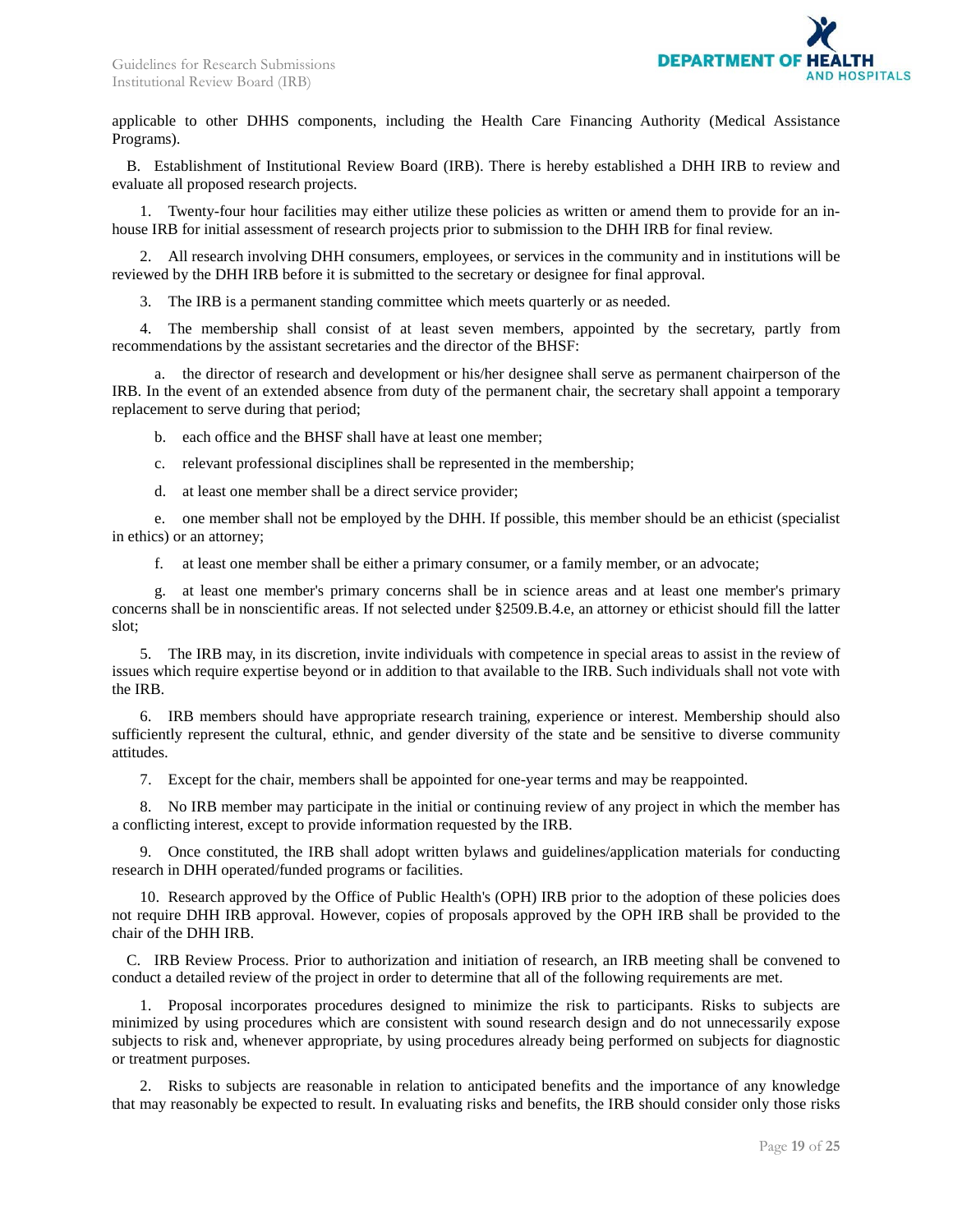applicable to other DHHS components, including the Health Care Financing Authority (Medical Assistance Programs).

B. Establishment of Institutional Review Board (IRB). There is hereby established a DHH IRB to review and evaluate all proposed research projects.

1. Twenty-four hour facilities may either utilize these policies as written or amend them to provide for an in-house IRB for initial assessment of research projects prior to submission to the DHH IRB for final review.

2. All research involving DHH consumers, employees, or services in the community and in institutions will be reviewed by the DHH IRB before it is submitted to the secretary or designee for final approval.

3. The IRB is a permanent standing committee which meets quarterly or as needed.

4. The membership shall consist of at least seven members, appointed by the secretary, partly from recommendations by the assistant secretaries and the director of the BHSF:

a. the director of research and development or his/her designee shall serve as permanent chairperson of the IRB. In the event of an extended absence from duty of the permanent chair, the secretary shall appoint a temporary replacement to serve during that period;

b. each office and the BHSF shall have at least one member;

c. relevant professional disciplines shall be represented in the membership;

d. at least one member shall be a direct service provider;

e. one member shall not be employed by the DHH. If possible, this member should be an ethicist (specialist in ethics) or an attorney;

f. at least one member shall be either a primary consumer, or a family member, or an advocate;

g. at least one member's primary concerns shall be in science areas and at least one member's primary concerns shall be in nonscientific areas. If not selected under §2509.B.4.e, an attorney or ethicist should fill the latter slot;

5. The IRB may, in its discretion, invite individuals with competence in special areas to assist in the review of issues which require expertise beyond or in addition to that available to the IRB. Such individuals shall not vote with the IRB.

6. IRB members should have appropriate research training, experience or interest. Membership should also sufficiently represent the cultural, ethnic, and gender diversity of the state and be sensitive to diverse community attitudes.

7. Except for the chair, members shall be appointed for one-year terms and may be reappointed.

8. No IRB member may participate in the initial or continuing review of any project in which the member has a conflicting interest, except to provide information requested by the IRB.

9. Once constituted, the IRB shall adopt written bylaws and guidelines/application materials for conducting research in DHH operated/funded programs or facilities.

10. Research approved by the Office of Public Health's (OPH) IRB prior to the adoption of these policies does not require DHH IRB approval. However, copies of proposals approved by the OPH IRB shall be provided to the chair of the DHH IRB.

C. IRB Review Process. Prior to authorization and initiation of research, an IRB meeting shall be convened to conduct a detailed review of the project in order to determine that all of the following requirements are met.

1. Proposal incorporates procedures designed to minimize the risk to participants. Risks to subjects are minimized by using procedures which are consistent with sound research design and do not unnecessarily expose subjects to risk and, whenever appropriate, by using procedures already being performed on subjects for diagnostic or treatment purposes.

2. Risks to subjects are reasonable in relation to anticipated benefits and the importance of any knowledge that may reasonably be expected to result. In evaluating risks and benefits, the IRB should consider only those risks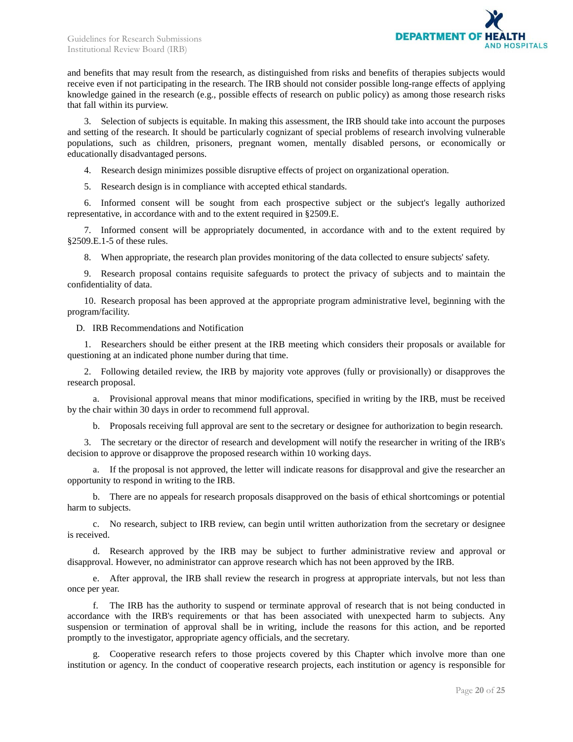and benefits that may result from the research, as distinguished from risks and benefits of therapies subjects would receive even if not participating in the research. The IRB should not consider possible long-range effects of applying knowledge gained in the research (e.g., possible effects of research on public policy) as among those research risks that fall within its purview.

3. Selection of subjects is equitable. In making this assessment, the IRB should take into account the purposes and setting of the research. It should be particularly cognizant of special problems of research involving vulnerable populations, such as children, prisoners, pregnant women, mentally disabled persons, or economically or educationally disadvantaged persons.

4. Research design minimizes possible disruptive effects of project on organizational operation.

5. Research design is in compliance with accepted ethical standards.

6. Informed consent will be sought from each prospective subject or the subject's legally authorized representative, in accordance with and to the extent required in §2509.E.

7. Informed consent will be appropriately documented, in accordance with and to the extent required by §2509.E.1-5 of these rules.

8. When appropriate, the research plan provides monitoring of the data collected to ensure subjects' safety.

9. Research proposal contains requisite safeguards to protect the privacy of subjects and to maintain the confidentiality of data.

10. Research proposal has been approved at the appropriate program administrative level, beginning with the program/facility.

D. IRB Recommendations and Notification

1. Researchers should be either present at the IRB meeting which considers their proposals or available for questioning at an indicated phone number during that time.

2. Following detailed review, the IRB by majority vote approves (fully or provisionally) or disapproves the research proposal.

   a. Provisional approval means that minor modifications, specified in writing by the IRB, must be received by the chair within 30 days in order to recommend full approval.

   b. Proposals receiving full approval are sent to the secretary or designee for authorization to begin research.

3. The secretary or the director of research and development will notify the researcher in writing of the IRB's decision to approve or disapprove the proposed research within 10 working days.

   a. If the proposal is not approved, the letter will indicate reasons for disapproval and give the researcher an opportunity to respond in writing to the IRB.

   b. There are no appeals for research proposals disapproved on the basis of ethical shortcomings or potential harm to subjects.

   c. No research, subject to IRB review, can begin until written authorization from the secretary or designee is received.

   d. Research approved by the IRB may be subject to further administrative review and approval or disapproval. However, no administrator can approve research which has not been approved by the IRB.

   e. After approval, the IRB shall review the research in progress at appropriate intervals, but not less than once per year.

   f. The IRB has the authority to suspend or terminate approval of research that is not being conducted in accordance with the IRB's requirements or that has been associated with unexpected harm to subjects. Any suspension or termination of approval shall be in writing, include the reasons for this action, and be reported promptly to the investigator, appropriate agency officials, and the secretary.

   g. Cooperative research refers to those projects covered by this Chapter which involve more than one institution or agency. In the conduct of cooperative research projects, each institution or agency is responsible for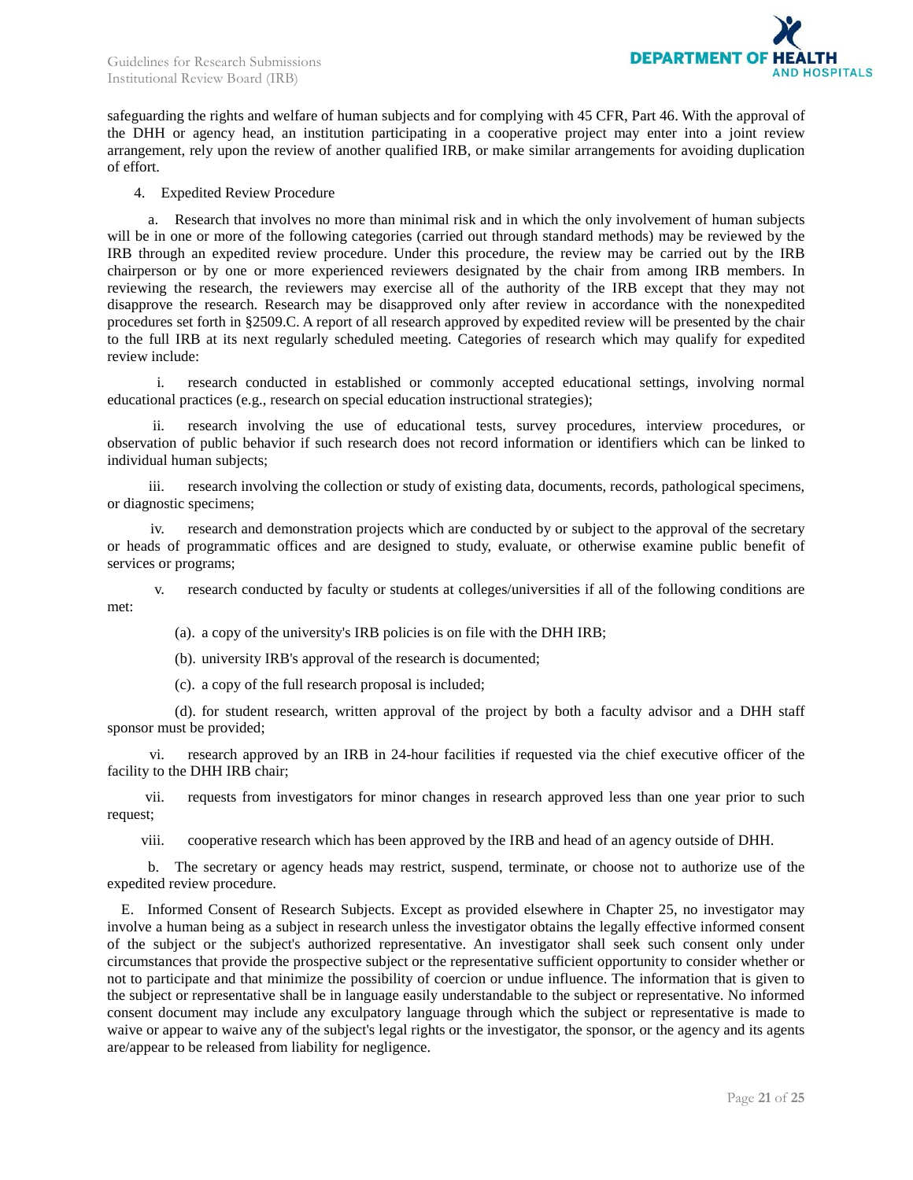safeguarding the rights and welfare of human subjects and for complying with 45 CFR, Part 46. With the approval of the DHH or agency head, an institution participating in a cooperative project may enter into a joint review arrangement, rely upon the review of another qualified IRB, or make similar arrangements for avoiding duplication of effort.

4. Expedited Review Procedure

a. Research that involves no more than minimal risk and in which the only involvement of human subjects will be in one or more of the following categories (carried out through standard methods) may be reviewed by the IRB through an expedited review procedure. Under this procedure, the review may be carried out by the IRB chairperson or by one or more experienced reviewers designated by the chair from among IRB members. In reviewing the research, the reviewers may exercise all of the authority of the IRB except that they may not disapprove the research. Research may be disapproved only after review in accordance with the nonexpedited procedures set forth in §2509.C. A report of all research approved by expedited review will be presented by the chair to the full IRB at its next regularly scheduled meeting. Categories of research which may qualify for expedited review include:

i. research conducted in established or commonly accepted educational settings, involving normal educational practices (e.g., research on special education instructional strategies);

ii. research involving the use of educational tests, survey procedures, interview procedures, or observation of public behavior if such research does not record information or identifiers which can be linked to individual human subjects;

iii. research involving the collection or study of existing data, documents, records, pathological specimens, or diagnostic specimens;

iv. research and demonstration projects which are conducted by or subject to the approval of the secretary or heads of programmatic offices and are designed to study, evaluate, or otherwise examine public benefit of services or programs;

v. research conducted by faculty or students at colleges/universities if all of the following conditions are met:

(a). a copy of the university's IRB policies is on file with the DHH IRB;

(b). university IRB's approval of the research is documented;

(c). a copy of the full research proposal is included;

(d). for student research, written approval of the project by both a faculty advisor and a DHH staff sponsor must be provided;

vi. research approved by an IRB in 24-hour facilities if requested via the chief executive officer of the facility to the DHH IRB chair;

vii. requests from investigators for minor changes in research approved less than one year prior to such request;

viii. cooperative research which has been approved by the IRB and head of an agency outside of DHH.

b. The secretary or agency heads may restrict, suspend, terminate, or choose not to authorize use of the expedited review procedure.

E. Informed Consent of Research Subjects. Except as provided elsewhere in Chapter 25, no investigator may involve a human being as a subject in research unless the investigator obtains the legally effective informed consent of the subject or the subject's authorized representative. An investigator shall seek such consent only under circumstances that provide the prospective subject or the representative sufficient opportunity to consider whether or not to participate and that minimize the possibility of coercion or undue influence. The information that is given to the subject or representative shall be in language easily understandable to the subject or representative. No informed consent document may include any exculpatory language through which the subject or representative is made to waive or appear to waive any of the subject's legal rights or the investigator, the sponsor, or the agency and its agents are/appear to be released from liability for negligence.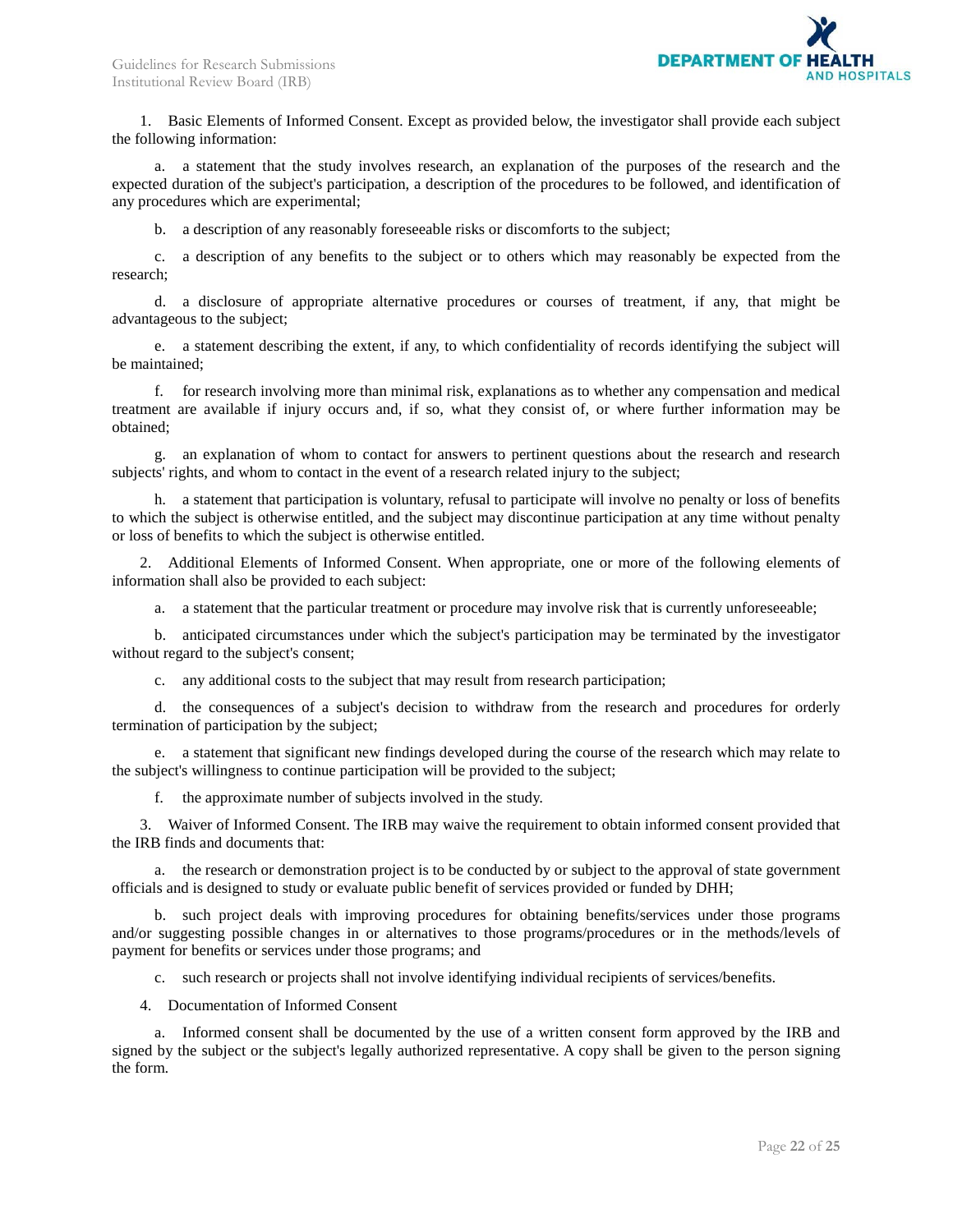1. Basic Elements of Informed Consent. Except as provided below, the investigator shall provide each subject the following information:

   a. a statement that the study involves research, an explanation of the purposes of the research and the expected duration of the subject's participation, a description of the procedures to be followed, and identification of any procedures which are experimental;

   b. a description of any reasonably foreseeable risks or discomforts to the subject;

   c. a description of any benefits to the subject or to others which may reasonably be expected from the research;

   d. a disclosure of appropriate alternative procedures or courses of treatment, if any, that might be advantageous to the subject;

   e. a statement describing the extent, if any, to which confidentiality of records identifying the subject will be maintained;

   f. for research involving more than minimal risk, explanations as to whether any compensation and medical treatment are available if injury occurs and, if so, what they consist of, or where further information may be obtained;

   g. an explanation of whom to contact for answers to pertinent questions about the research and research subjects' rights, and whom to contact in the event of a research related injury to the subject;

   h. a statement that participation is voluntary, refusal to participate will involve no penalty or loss of benefits to which the subject is otherwise entitled, and the subject may discontinue participation at any time without penalty or loss of benefits to which the subject is otherwise entitled.

2. Additional Elements of Informed Consent. When appropriate, one or more of the following elements of information shall also be provided to each subject:

   a. a statement that the particular treatment or procedure may involve risk that is currently unforeseeable;

   b. anticipated circumstances under which the subject's participation may be terminated by the investigator without regard to the subject's consent;

   c. any additional costs to the subject that may result from research participation;

   d. the consequences of a subject's decision to withdraw from the research and procedures for orderly termination of participation by the subject;

   e. a statement that significant new findings developed during the course of the research which may relate to the subject's willingness to continue participation will be provided to the subject;

   f. the approximate number of subjects involved in the study.

3. Waiver of Informed Consent. The IRB may waive the requirement to obtain informed consent provided that the IRB finds and documents that:

   a. the research or demonstration project is to be conducted by or subject to the approval of state government officials and is designed to study or evaluate public benefit of services provided or funded by DHH;

   b. such project deals with improving procedures for obtaining benefits/services under those programs and/or suggesting possible changes in or alternatives to those programs/procedures or in the methods/levels of payment for benefits or services under those programs; and

   c. such research or projects shall not involve identifying individual recipients of services/benefits.

4. Documentation of Informed Consent

   a. Informed consent shall be documented by the use of a written consent form approved by the IRB and signed by the subject or the subject's legally authorized representative. A copy shall be given to the person signing the form.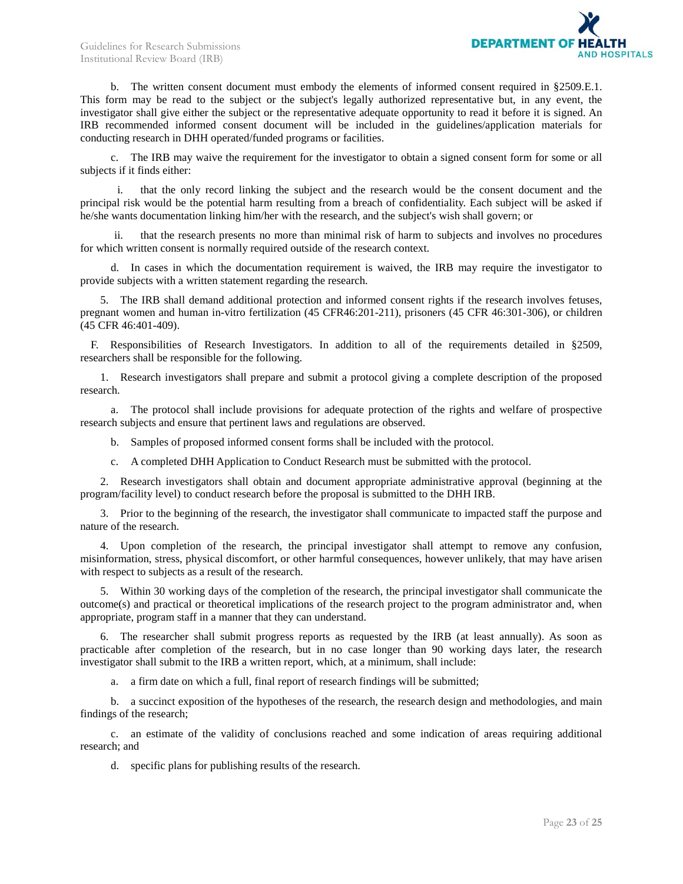b. The written consent document must embody the elements of informed consent required in §2509.E.1. This form may be read to the subject or the subject's legally authorized representative but, in any event, the investigator shall give either the subject or the representative adequate opportunity to read it before it is signed. An IRB recommended informed consent document will be included in the guidelines/application materials for conducting research in DHH operated/funded programs or facilities.

c. The IRB may waive the requirement for the investigator to obtain a signed consent form for some or all subjects if it finds either:

i. that the only record linking the subject and the research would be the consent document and the principal risk would be the potential harm resulting from a breach of confidentiality. Each subject will be asked if he/she wants documentation linking him/her with the research, and the subject's wish shall govern; or

ii. that the research presents no more than minimal risk of harm to subjects and involves no procedures for which written consent is normally required outside of the research context.

d. In cases in which the documentation requirement is waived, the IRB may require the investigator to provide subjects with a written statement regarding the research.

5. The IRB shall demand additional protection and informed consent rights if the research involves fetuses, pregnant women and human in-vitro fertilization (45 CFR46:201-211), prisoners (45 CFR 46:301-306), or children (45 CFR 46:401-409).

F. Responsibilities of Research Investigators. In addition to all of the requirements detailed in §2509, researchers shall be responsible for the following.

1. Research investigators shall prepare and submit a protocol giving a complete description of the proposed research.

a. The protocol shall include provisions for adequate protection of the rights and welfare of prospective research subjects and ensure that pertinent laws and regulations are observed.

b. Samples of proposed informed consent forms shall be included with the protocol.

c. A completed DHH Application to Conduct Research must be submitted with the protocol.

2. Research investigators shall obtain and document appropriate administrative approval (beginning at the program/facility level) to conduct research before the proposal is submitted to the DHH IRB.

3. Prior to the beginning of the research, the investigator shall communicate to impacted staff the purpose and nature of the research.

4. Upon completion of the research, the principal investigator shall attempt to remove any confusion, misinformation, stress, physical discomfort, or other harmful consequences, however unlikely, that may have arisen with respect to subjects as a result of the research.

5. Within 30 working days of the completion of the research, the principal investigator shall communicate the outcome(s) and practical or theoretical implications of the research project to the program administrator and, when appropriate, program staff in a manner that they can understand.

6. The researcher shall submit progress reports as requested by the IRB (at least annually). As soon as practicable after completion of the research, but in no case longer than 90 working days later, the research investigator shall submit to the IRB a written report, which, at a minimum, shall include:

a. a firm date on which a full, final report of research findings will be submitted;

b. a succinct exposition of the hypotheses of the research, the research design and methodologies, and main findings of the research;

c. an estimate of the validity of conclusions reached and some indication of areas requiring additional research; and

d. specific plans for publishing results of the research.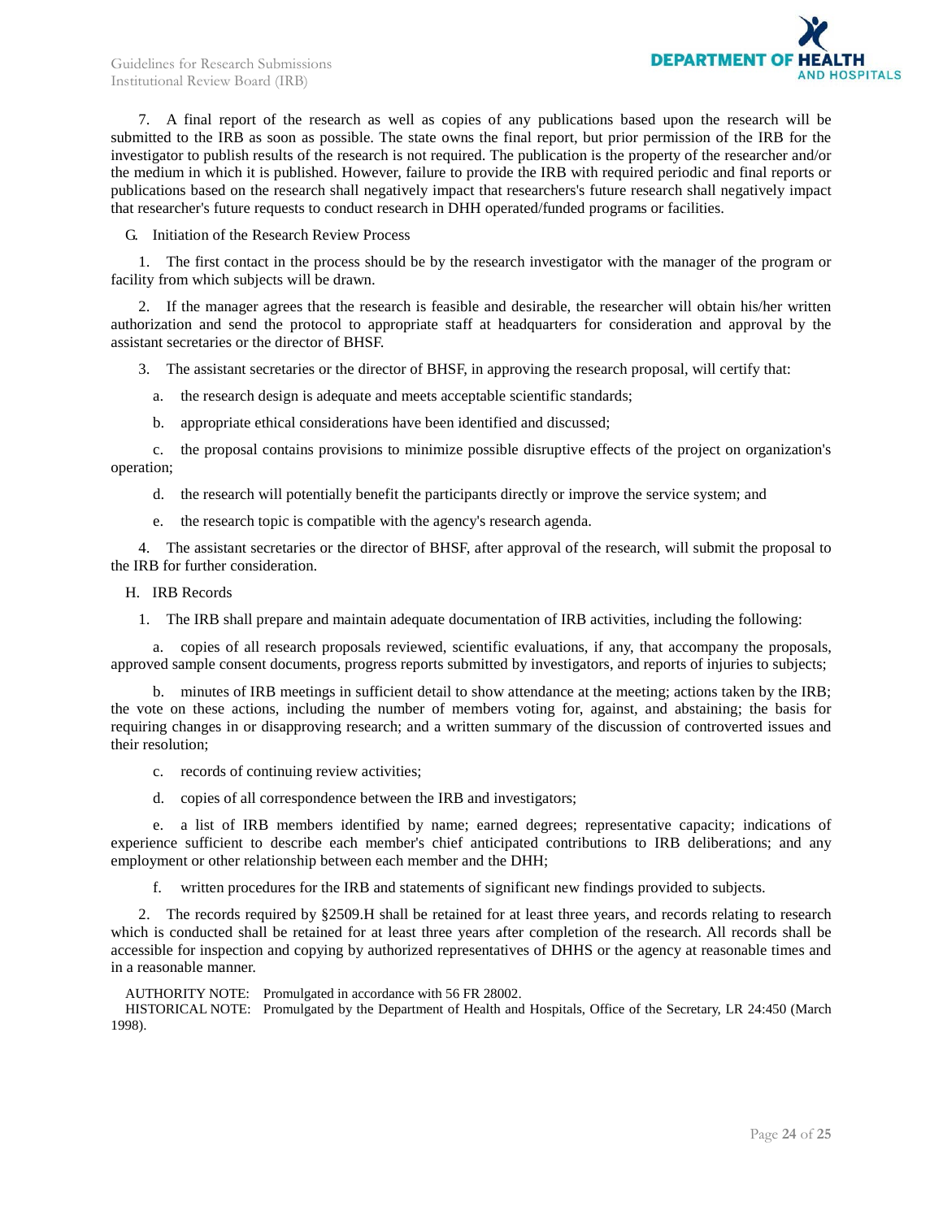7. A final report of the research as well as copies of any publications based upon the research will be submitted to the IRB as soon as possible. The state owns the final report, but prior permission of the IRB for the investigator to publish results of the research is not required. The publication is the property of the researcher and/or the medium in which it is published. However, failure to provide the IRB with required periodic and final reports or publications based on the research shall negatively impact that researchers's future research shall negatively impact that researcher's future requests to conduct research in DHH operated/funded programs or facilities.

G. Initiation of the Research Review Process

1. The first contact in the process should be by the research investigator with the manager of the program or facility from which subjects will be drawn.

2. If the manager agrees that the research is feasible and desirable, the researcher will obtain his/her written authorization and send the protocol to appropriate staff at headquarters for consideration and approval by the assistant secretaries or the director of BHSF.

3. The assistant secretaries or the director of BHSF, in approving the research proposal, will certify that:

a. the research design is adequate and meets acceptable scientific standards;

b. appropriate ethical considerations have been identified and discussed;

c. the proposal contains provisions to minimize possible disruptive effects of the project on organization's operation;

d. the research will potentially benefit the participants directly or improve the service system; and

e. the research topic is compatible with the agency's research agenda.

4. The assistant secretaries or the director of BHSF, after approval of the research, will submit the proposal to the IRB for further consideration.

H. IRB Records

1. The IRB shall prepare and maintain adequate documentation of IRB activities, including the following:

a. copies of all research proposals reviewed, scientific evaluations, if any, that accompany the proposals, approved sample consent documents, progress reports submitted by investigators, and reports of injuries to subjects;

b. minutes of IRB meetings in sufficient detail to show attendance at the meeting; actions taken by the IRB; the vote on these actions, including the number of members voting for, against, and abstaining; the basis for requiring changes in or disapproving research; and a written summary of the discussion of controverted issues and their resolution;

c. records of continuing review activities;

d. copies of all correspondence between the IRB and investigators;

e. a list of IRB members identified by name; earned degrees; representative capacity; indications of experience sufficient to describe each member's chief anticipated contributions to IRB deliberations; and any employment or other relationship between each member and the DHH;

f. written procedures for the IRB and statements of significant new findings provided to subjects.

2. The records required by §2509.H shall be retained for at least three years, and records relating to research which is conducted shall be retained for at least three years after completion of the research. All records shall be accessible for inspection and copying by authorized representatives of DHHS or the agency at reasonable times and in a reasonable manner.

AUTHORITY NOTE: Promulgated in accordance with 56 FR 28002.

HISTORICAL NOTE: Promulgated by the Department of Health and Hospitals, Office of the Secretary, LR 24:450 (March 1998).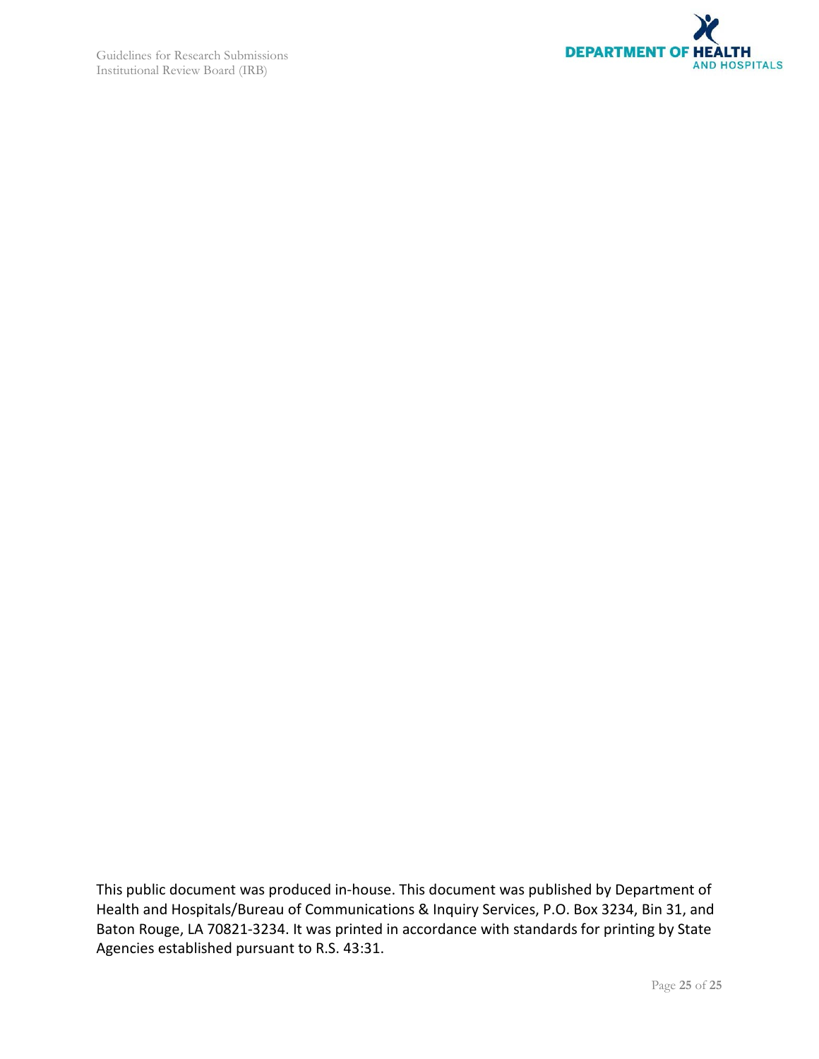This public document was produced in-house. This document was published by Department of Health and Hospitals/Bureau of Communications & Inquiry Services, P.O. Box 3234, Bin 31, and Baton Rouge, LA 70821-3234. It was printed in accordance with standards for printing by State Agencies established pursuant to R.S. 43:31.